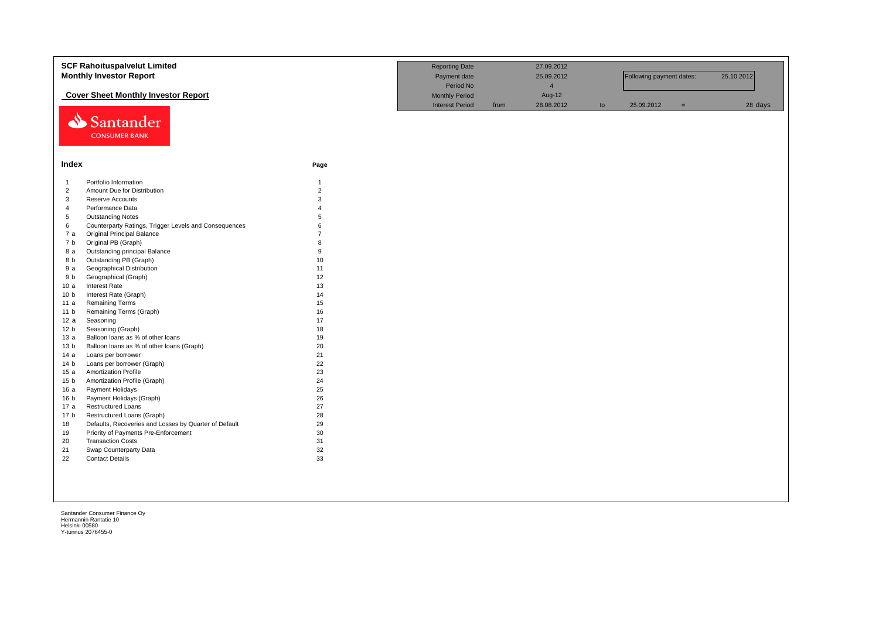# SCF Rahoituspalvelut Limited
## Monthly Investor Report

### Cover Sheet Monthly Investor Report

| | | | | | | | |
|---|---|---|---|---|---|---|---|
| Reporting Date | | 27.09.2012 | | | | | |
| Payment date | | 25.09.2012 | | Following payment dates: | | 25.10.2012 | |
| Period No | | 4 | | | | | |
| Monthly Period | | Aug-12 | | | | | |
| Interest Period | from | 28.08.2012 | to | 25.09.2012 | = | | 28 days |

Santander CONSUMER BANK

## Index

| | | Page |
|---|---|---|
| 1 | Portfolio Information | 1 |
| 2 | Amount Due for Distribution | 2 |
| 3 | Reserve Accounts | 3 |
| 4 | Performance Data | 4 |
| 5 | Outstanding Notes | 5 |
| 6 | Counterparty Ratings, Trigger Levels and Consequences | 6 |
| 7 a | Original Principal Balance | 7 |
| 7 b | Original PB (Graph) | 8 |
| 8 a | Outstanding principal Balance | 9 |
| 8 b | Outstanding PB (Graph) | 10 |
| 9 a | Geographical Distribution | 11 |
| 9 b | Geographical (Graph) | 12 |
| 10 a | Interest Rate | 13 |
| 10 b | Interest Rate (Graph) | 14 |
| 11 a | Remaining Terms | 15 |
| 11 b | Remaining Terms (Graph) | 16 |
| 12 a | Seasoning | 17 |
| 12 b | Seasoning (Graph) | 18 |
| 13 a | Balloon loans as % of other loans | 19 |
| 13 b | Balloon loans as % of other loans (Graph) | 20 |
| 14 a | Loans per borrower | 21 |
| 14 b | Loans per borrower (Graph) | 22 |
| 15 a | Amortization Profile | 23 |
| 15 b | Amortization Profile (Graph) | 24 |
| 16 a | Payment Holidays | 25 |
| 16 b | Payment Holidays (Graph) | 26 |
| 17 a | Restructured Loans | 27 |
| 17 b | Restructured Loans (Graph) | 28 |
| 18 | Defaults, Recoveries and Losses by Quarter of Default | 29 |
| 19 | Priority of Payments Pre-Enforcement | 30 |
| 20 | Transaction Costs | 31 |
| 21 | Swap Counterparty Data | 32 |
| 22 | Contact Details | 33 |

Santander Consumer Finance Oy
Hermannin Rantatie 10
Helsinki 00580
Y-tunnus 2076455-0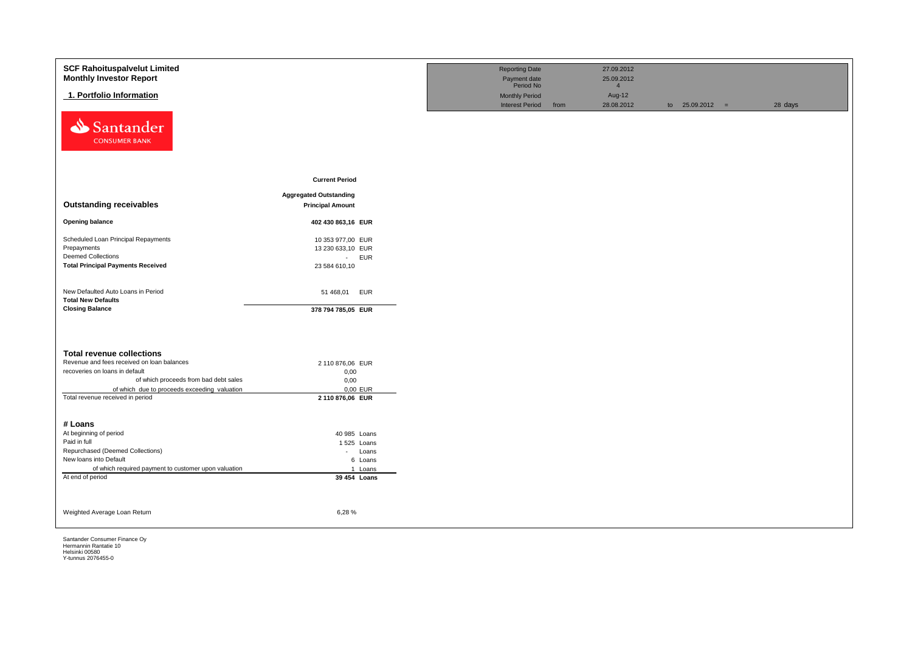**SCF Rahoituspalvelut Limited**
**Monthly Investor Report**

## 1. Portfolio Information

| | | | | |
|---|---|---|---|---|
| Reporting Date | | 27.09.2012 | | |
| Payment date | | 25.09.2012 | | |
| Period No | | 4 | | |
| Monthly Period | | Aug-12 | | |
| Interest Period | from | 28.08.2012 | to 25.09.2012 = | 28 days |

| | Current Period | |
|---|---|---|
| **Outstanding receivables** | **Aggregated Outstanding Principal Amount** | |
| **Opening balance** | **402 430 863,16** | **EUR** |
| Scheduled Loan Principal Repayments | 10 353 977,00 | EUR |
| Prepayments | 13 230 633,10 | EUR |
| Deemed Collections | - | EUR |
| **Total Principal Payments Received** | 23 584 610,10 | |
| New Defaulted Auto Loans in Period | 51 468,01 | EUR |
| **Total New Defaults** | | |
| **Closing Balance** | **378 794 785,05** | **EUR** |

| **Total revenue collections** | | |
|---|---|---|
| Revenue and fees received on loan balances | 2 110 876,06 | EUR |
| recoveries on loans in default | 0,00 | |
| of which proceeds from bad debt sales | 0,00 | |
| of which due to proceeds exceeding valuation | 0,00 | EUR |
| Total revenue received in period | **2 110 876,06** | **EUR** |

| **# Loans** | | |
|---|---|---|
| At beginning of period | 40 985 | Loans |
| Paid in full | 1 525 | Loans |
| Repurchased (Deemed Collections) | - | Loans |
| New loans into Default | 6 | Loans |
| of which required payment to customer upon valuation | 1 | Loans |
| At end of period | **39 454** | **Loans** |

| | |
|---|---|
| Weighted Average Loan Return | 6,28 % |

Santander Consumer Finance Oy
Hermannin Rantatie 10
Helsinki 00580
Y-tunnus 2076455-0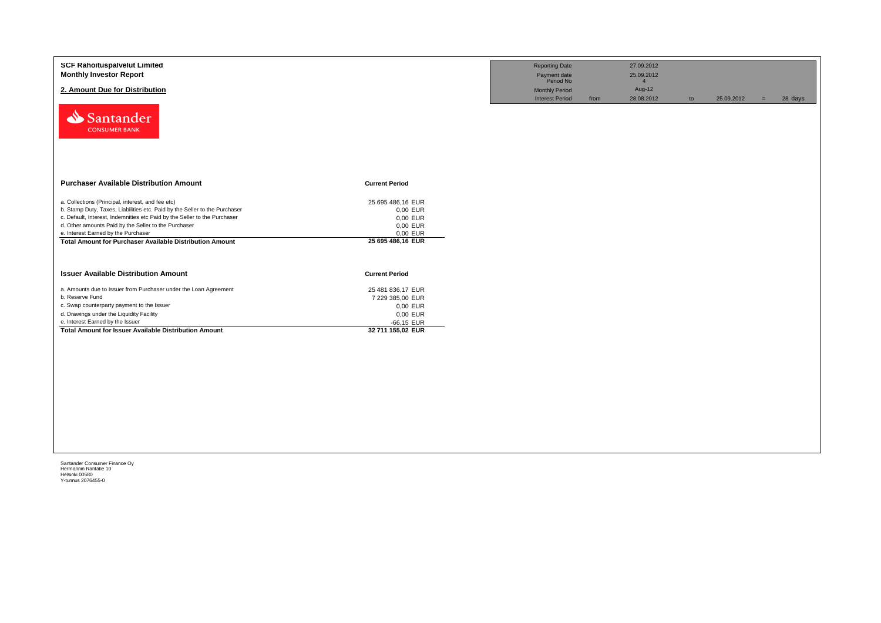**SCF Rahoituspalvelut Limited**
**Monthly Investor Report**

## 2. Amount Due for Distribution

| Reporting Date | | 27.09.2012 | | | | |
|---|---|---|---|---|---|---|
| Payment date | | 25.09.2012 | | | | |
| Period No | | 4 | | | | |
| Monthly Period | | Aug-12 | | | | |
| Interest Period | from | 28.08.2012 | to | 25.09.2012 | = | 28 days |

| Purchaser Available Distribution Amount | Current Period |
|---|---|
| a. Collections (Principal, interest, and fee etc) | 25 695 486,16 EUR |
| b. Stamp Duty, Taxes, Liabilities etc. Paid by the Seller to the Purchaser | 0,00 EUR |
| c. Default, Interest, Indemnities etc Paid by the Seller to the Purchaser | 0,00 EUR |
| d. Other amounts Paid by the Seller to the Purchaser | 0,00 EUR |
| e. Interest Earned by the Purchaser | 0,00 EUR |
| **Total Amount for Purchaser Available Distribution Amount** | **25 695 486,16 EUR** |

| Issuer Available Distribution Amount | Current Period |
|---|---|
| a. Amounts due to Issuer from Purchaser under the Loan Agreement | 25 481 836,17 EUR |
| b. Reserve Fund | 7 229 385,00 EUR |
| c. Swap counterparty payment to the Issuer | 0,00 EUR |
| d. Drawings under the Liquidity Facility | 0,00 EUR |
| e. Interest Earned by the Issuer | -66,15 EUR |
| **Total Amount for Issuer Available Distribution Amount** | **32 711 155,02 EUR** |

Santander Consumer Finance Oy
Hermannin Rantatie 10
Helsinki 00580
Y-tunnus 2076455-0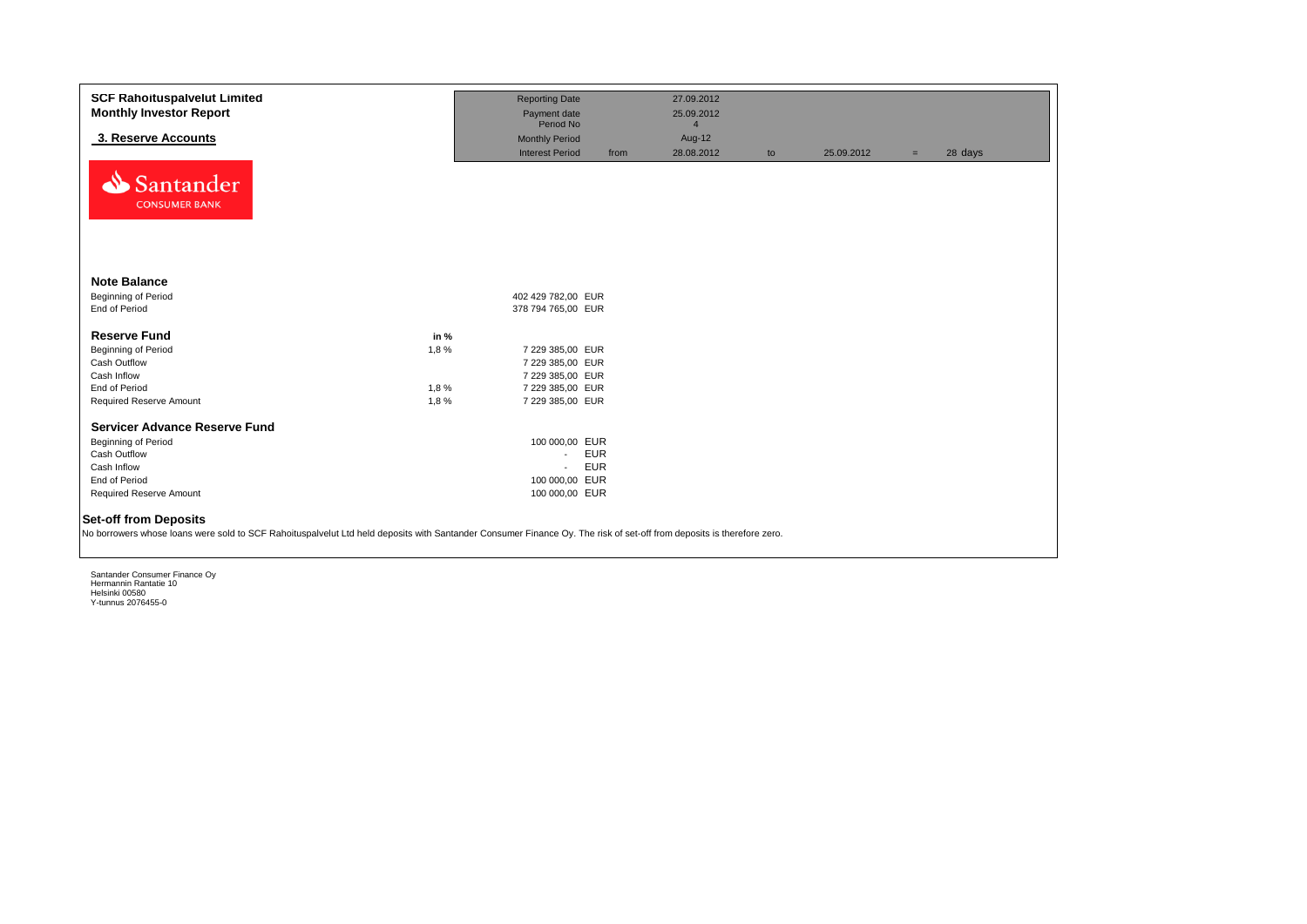**SCF Rahoituspalvelut Limited**
**Monthly Investor Report**

## 3. Reserve Accounts

| | | | | | | | |
|---|---|---|---|---|---|---|---|
| Reporting Date | | 27.09.2012 | | | | | |
| Payment date | | 25.09.2012 | | | | | |
| Period No | | 4 | | | | | |
| Monthly Period | | Aug-12 | | | | | |
| Interest Period | from | 28.08.2012 | to | 25.09.2012 | = | 28 | days |

Santander CONSUMER BANK

### Note Balance

| | | | |
|---|---|---|---|
| Beginning of Period | | 402 429 782,00 | EUR |
| End of Period | | 378 794 765,00 | EUR |

### Reserve Fund

| | in % | | |
|---|---|---|---|
| Beginning of Period | 1,8 % | 7 229 385,00 | EUR |
| Cash Outflow | | 7 229 385,00 | EUR |
| Cash Inflow | | 7 229 385,00 | EUR |
| End of Period | 1,8 % | 7 229 385,00 | EUR |
| Required Reserve Amount | 1,8 % | 7 229 385,00 | EUR |

### Servicer Advance Reserve Fund

| | | |
|---|---|---|
| Beginning of Period | 100 000,00 | EUR |
| Cash Outflow | - | EUR |
| Cash Inflow | - | EUR |
| End of Period | 100 000,00 | EUR |
| Required Reserve Amount | 100 000,00 | EUR |

### Set-off from Deposits

No borrowers whose loans were sold to SCF Rahoituspalvelut Ltd held deposits with Santander Consumer Finance Oy. The risk of set-off from deposits is therefore zero.

Santander Consumer Finance Oy
Hermannin Rantatie 10
Helsinki 00580
Y-tunnus 2076455-0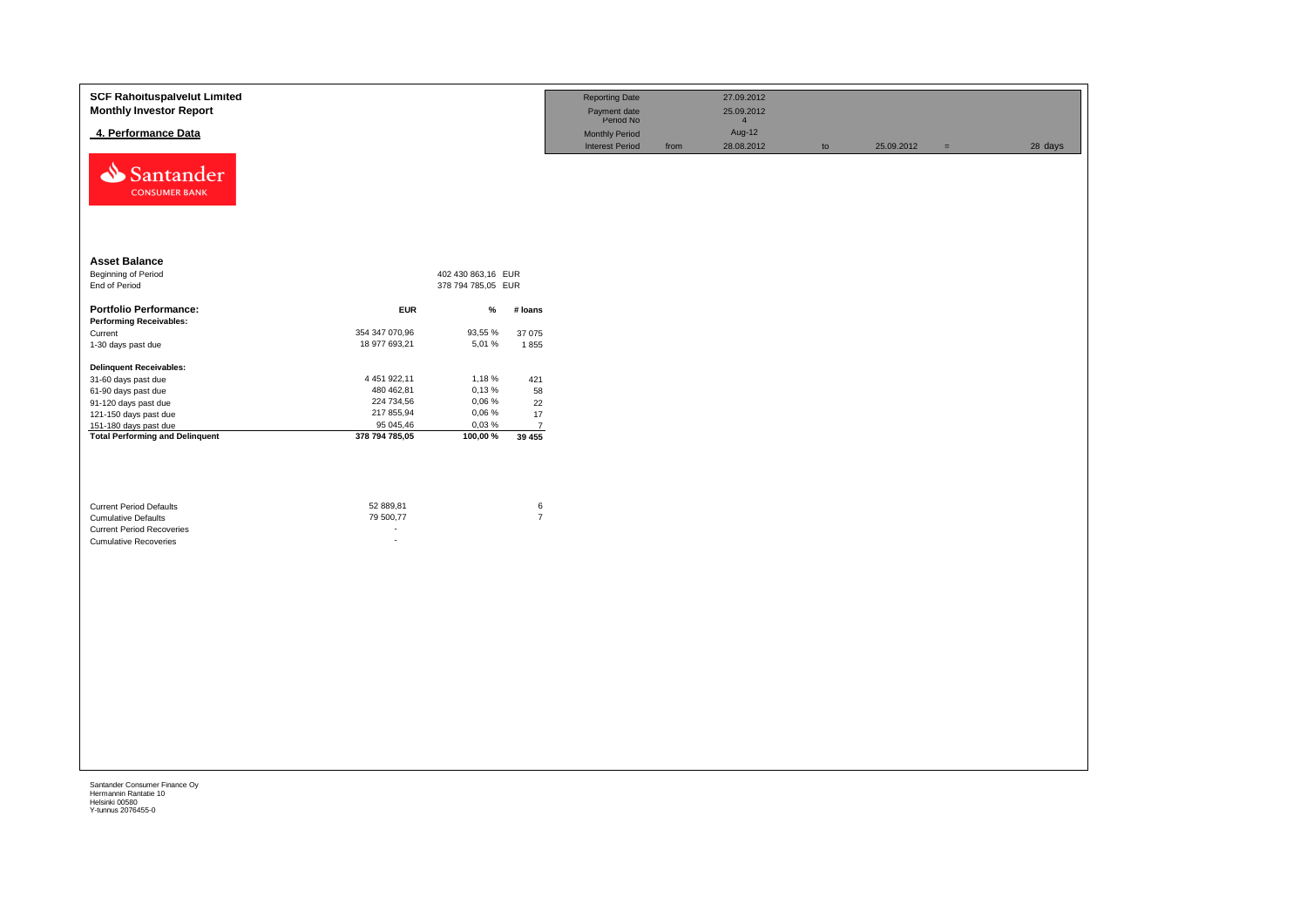**SCF Rahoituspalvelut Limited**
**Monthly Investor Report**

## 4. Performance Data

| | | | | | | | |
|---|---|---|---|---|---|---|---|
| Reporting Date | | 27.09.2012 | | | | | |
| Payment date | | 25.09.2012 | | | | | |
| Period No | | 4 | | | | | |
| Monthly Period | | Aug-12 | | | | | |
| Interest Period | from | 28.08.2012 | to | 25.09.2012 | = | 28 days |

Santander CONSUMER BANK

### Asset Balance

| | | |
|---|---|---|
| Beginning of Period | 402 430 863,16 | EUR |
| End of Period | 378 794 785,05 | EUR |

| Portfolio Performance: | EUR | % | # loans |
|---|---|---|---|
| **Performing Receivables:** | | | |
| Current | 354 347 070,96 | 93,55 % | 37 075 |
| 1-30 days past due | 18 977 693,21 | 5,01 % | 1 855 |
| **Delinquent Receivables:** | | | |
| 31-60 days past due | 4 451 922,11 | 1,18 % | 421 |
| 61-90 days past due | 480 462,81 | 0,13 % | 58 |
| 91-120 days past due | 224 734,56 | 0,06 % | 22 |
| 121-150 days past due | 217 855,94 | 0,06 % | 17 |
| 151-180 days past due | 95 045,46 | 0,03 % | 7 |
| **Total Performing and Delinquent** | **378 794 785,05** | **100,00 %** | **39 455** |

| | | |
|---|---|---|
| Current Period Defaults | 52 889,81 | 6 |
| Cumulative Defaults | 79 500,77 | 7 |
| Current Period Recoveries | - | |
| Cumulative Recoveries | - | |

Santander Consumer Finance Oy
Hermannin Rantatie 10
Helsinki 00580
Y-tunnus 2076455-0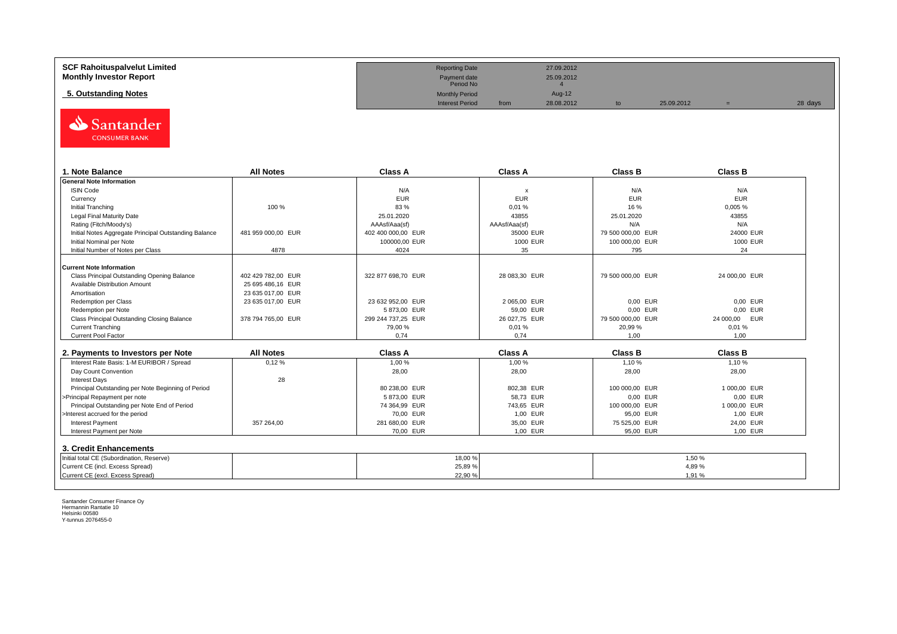**SCF Rahoituspalvelut Limited**
**Monthly Investor Report**

**5. Outstanding Notes**

| | | | | | | | |
|---|---|---|---|---|---|---|---|
| Reporting Date | | 27.09.2012 | | | | | |
| Payment date | | 25.09.2012 | | | | | |
| Period No | | 4 | | | | | |
| Monthly Period | | Aug-12 | | | | | |
| Interest Period | from | 28.08.2012 | to | 25.09.2012 | = | 28 days | |

Santander CONSUMER BANK

| 1. Note Balance | All Notes | Class A | Class A | Class B | Class B |
|---|---|---|---|---|---|
| **General Note Information** | | | | | |
| ISIN Code | | N/A | x | N/A | N/A |
| Currency | | EUR | EUR | EUR | EUR |
| Initial Tranching | 100 % | 83 % | 0,01 % | 16 % | 0,005 % |
| Legal Final Maturity Date | | 25.01.2020 | 43855 | 25.01.2020 | 43855 |
| Rating (Fitch/Moody's) | | AAAsf/Aaa(sf) | AAAsf/Aaa(sf) | N/A | N/A |
| Initial Notes Aggregate Principal Outstanding Balance | 481 959 000,00 EUR | 402 400 000,00 EUR | 35000 EUR | 79 500 000,00 EUR | 24000 EUR |
| Initial Nominal per Note | | 100000,00 EUR | 1000 EUR | 100 000,00 EUR | 1000 EUR |
| Initial Number of Notes per Class | 4878 | 4024 | 35 | 795 | 24 |
| **Current Note Information** | | | | | |
| Class Principal Outstanding Opening Balance | 402 429 782,00 EUR | 322 877 698,70 EUR | 28 083,30 EUR | 79 500 000,00 EUR | 24 000,00 EUR |
| Available Distribution Amount | 25 695 486,16 EUR | | | | |
| Amortisation | 23 635 017,00 EUR | | | | |
| Redemption per Class | 23 635 017,00 EUR | 23 632 952,00 EUR | 2 065,00 EUR | 0,00 EUR | 0,00 EUR |
| Redemption per Note | | 5 873,00 EUR | 59,00 EUR | 0,00 EUR | 0,00 EUR |
| Class Principal Outstanding Closing Balance | 378 794 765,00 EUR | 299 244 737,25 EUR | 26 027,75 EUR | 79 500 000,00 EUR | 24 000,00 EUR |
| Current Tranching | | 79,00 % | 0,01 % | 20,99 % | 0,01 % |
| Current Pool Factor | | 0,74 | 0,74 | 1,00 | 1,00 |

| 2. Payments to Investors per Note | All Notes | Class A | Class A | Class B | Class B |
|---|---|---|---|---|---|
| Interest Rate Basis: 1-M EURIBOR / Spread | 0,12 % | 1,00 % | 1,00 % | 1,10 % | 1,10 % |
| Day Count Convention | | 28,00 | 28,00 | 28,00 | 28,00 |
| Interest Days | 28 | | | | |
| Principal Outstanding per Note Beginning of Period | | 80 238,00 EUR | 802,38 EUR | 100 000,00 EUR | 1 000,00 EUR |
| >Principal Repayment per note | | 5 873,00 EUR | 58,73 EUR | 0,00 EUR | 0,00 EUR |
| Principal Outstanding per Note End of Period | | 74 364,99 EUR | 743,65 EUR | 100 000,00 EUR | 1 000,00 EUR |
| >Interest accrued for the period | | 70,00 EUR | 1,00 EUR | 95,00 EUR | 1,00 EUR |
| Interest Payment | 357 264,00 | 281 680,00 EUR | 35,00 EUR | 75 525,00 EUR | 24,00 EUR |
| Interest Payment per Note | | 70,00 EUR | 1,00 EUR | 95,00 EUR | 1,00 EUR |

**3. Credit Enhancements**

| | | Class A | Class B |
|---|---|---|---|
| Initial total CE (Subordination, Reserve) | | 18,00 % | 1,50 % |
| Current CE (incl. Excess Spread) | | 25,89 % | 4,89 % |
| Current CE (excl. Excess Spread) | | 22,90 % | 1,91 % |

Santander Consumer Finance Oy
Hermannin Rantatie 10
Helsinki 00580
Y-tunnus 2076455-0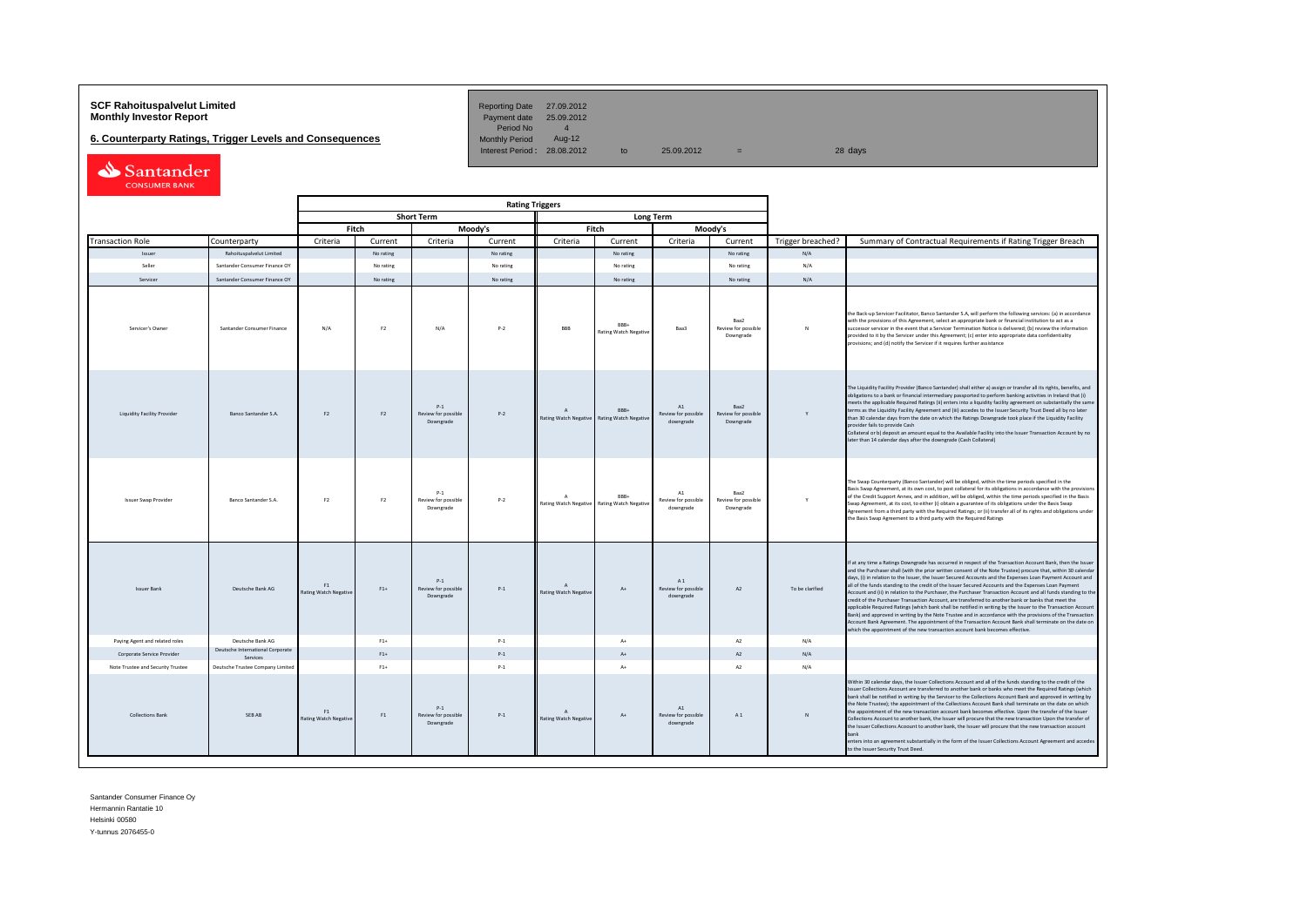**SCF Rahoituspalvelut Limited**
**Monthly Investor Report**

**6. Counterparty Ratings, Trigger Levels and Consequences**

| | | | | |
|---|---|---|---|---|
| Reporting Date | 27.09.2012 | | | |
| Payment date | 25.09.2012 | | | |
| Period No | 4 | | | |
| Monthly Period | Aug-12 | | | |
| Interest Period : | 28.08.2012 | to | 25.09.2012 = | 28 days |

| | | Rating Triggers | | | | | | | | | |
|---|---|---|---|---|---|---|---|---|---|---|---|
| | | Short Term | | | | Long Term | | | | | |
| | | Fitch | | Moody's | | Fitch | | Moody's | | | |
| Transaction Role | Counterparty | Criteria | Current | Criteria | Current | Criteria | Current | Criteria | Current | Trigger breached? | Summary of Contractual Requirements if Rating Trigger Breach |
| Issuer | Rahoituspalvelut Limited | | No rating | | No rating | | No rating | | No rating | N/A | |
| Seller | Santander Consumer Finance OY | | No rating | | No rating | | No rating | | No rating | N/A | |
| Servicer | Santander Consumer Finance OY | | No rating | | No rating | | No rating | | No rating | N/A | |
| Servicer's Owner | Santander Consumer Finance | N/A | F2 | N/A | P-2 | BBB | BBB+ Rating Watch Negative | Baa3 | Baa2 Review for possible Downgrade | N | the Back-up Servicer Facilitator, Banco Santander S.A, will perform the following services: (a) in accordance with the provisions of this Agreement, select an appropriate bank or financial institution to act as a successor servicer in the event that a Servicer Termination Notice is delivered; (b) review the information provided to it by the Servicer under this Agreement; (c) enter into appropriate data confidentiality provisions; and (d) notify the Servicer if it requires further assistance |
| Liquidity Facility Provider | Banco Santander S.A. | F2 | F2 | P-1 Review for possible Downgrade | P-2 | A Rating Watch Negative | BBB+ Rating Watch Negative | A1 Review for possible downgrade | Baa2 Review for possible Downgrade | Y | The Liquidity Facility Provider (Banco Santander) shall either a) assign or transfer all its rights, benefits, and obligations to a bank or financial intermediary passported to perform banking activities in Ireland that (i) meets the applicable Required Ratings (ii) enters into a liquidity facility agreement on substantially the same terms as the Liquidity Facility Agreement and (iii) accedes to the Issuer Security Trust Deed all by no later than 30 calendar days from the date on which the Ratings Downgrade took place if the Liquidity Facility provider fails to provide Cash Collateral or b) deposit an amount equal to the Available Facility into the Issuer Transaction Account by no later than 14 calendar days after the downgrade (Cash Collateral) |
| Issuer Swap Provider | Banco Santander S.A. | F2 | F2 | P-1 Review for possible Downgrade | P-2 | A Rating Watch Negative | BBB+ Rating Watch Negative | A1 Review for possible downgrade | Baa2 Review for possible Downgrade | Y | The Swap Counterparty (Banco Santander) will be obliged, within the time periods specified in the Basis Swap Agreement, at its own cost, to post collateral for its obligations in accordance with the provisions of the Credit Support Annex, and in addition, will be obliged, within the time periods specified in the Basis Swap Agreement, at its cost, to either (i) obtain a guarantee of its obligations under the Basis Swap Agreement from a third party with the Required Ratings; or (ii) transfer all of its rights and obligations under the Basis Swap Agreement to a third party with the Required Ratings |
| Issuer Bank | Deutsche Bank AG | F1 Rating Watch Negative | F1+ | P-1 Review for possible Downgrade | P-1 | A Rating Watch Negative | A+ | A 1 Review for possible downgrade | A2 | To be clarified | If at any time a Ratings Downgrade has occurred in respect of the Transaction Account Bank, then the Issuer and the Purchaser shall (with the prior written consent of the Note Trustee) procure that, within 30 calendar days, (i) in relation to the Issuer, the Issuer Secured Accounts and the Expenses Loan Payment Account and all of the funds standing to the credit of the Issuer Secured Accounts and the Expenses Loan Payment Account and (ii) in relation to the Purchaser, the Purchaser Transaction Account and all funds standing to the credit of the Purchaser Transaction Account, are transferred to another bank or banks that meet the applicable Required Ratings (which bank shall be notified in writing by the Issuer to the Transaction Account Bank) and approved in writing by the Note Trustee and in accordance with the provisions of the Transaction Account Bank Agreement. The appointment of the Transaction Account Bank shall terminate on the date on which the appointment of the new transaction account bank becomes effective. |
| Paying Agent and related roles | Deutsche Bank AG | | F1+ | | P-1 | | A+ | | A2 | N/A | |
| Corporate Service Provider | Deutsche International Corporate Services | | F1+ | | P-1 | | A+ | | A2 | N/A | |
| Note Trustee and Security Trustee | Deutsche Trustee Company Limited | | F1+ | | P-1 | | A+ | | A2 | N/A | |
| Collections Bank | SEB AB | F1 Rating Watch Negative | F1 | P-1 Review for possible Downgrade | P-1 | A Rating Watch Negative | A+ | A1 Review for possible downgrade | A 1 | N | Within 30 calendar days, the Issuer Collections Account and all of the funds standing to the credit of the Issuer Collections Account are transferred to another bank or banks who meet the Required Ratings (which bank shall be notified in writing by the Servicer to the Collections Account Bank and approved in writing by the Note Trustee); the appointment of the Collections Account Bank shall terminate on the date on which the appointment of the new transaction account bank becomes effective. Upon the transfer of the Issuer Collections Account to another bank, the Issuer will procure that the new transaction Upon the transfer of the Issuer Collections Account to another bank, the Issuer will procure that the new transaction account bank enters into an agreement substantially in the form of the Issuer Collections Account Agreement and accedes to the Issuer Security Trust Deed. |

Santander Consumer Finance Oy
Hermannin Rantatie 10
Helsinki 00580
Y-tunnus 2076455-0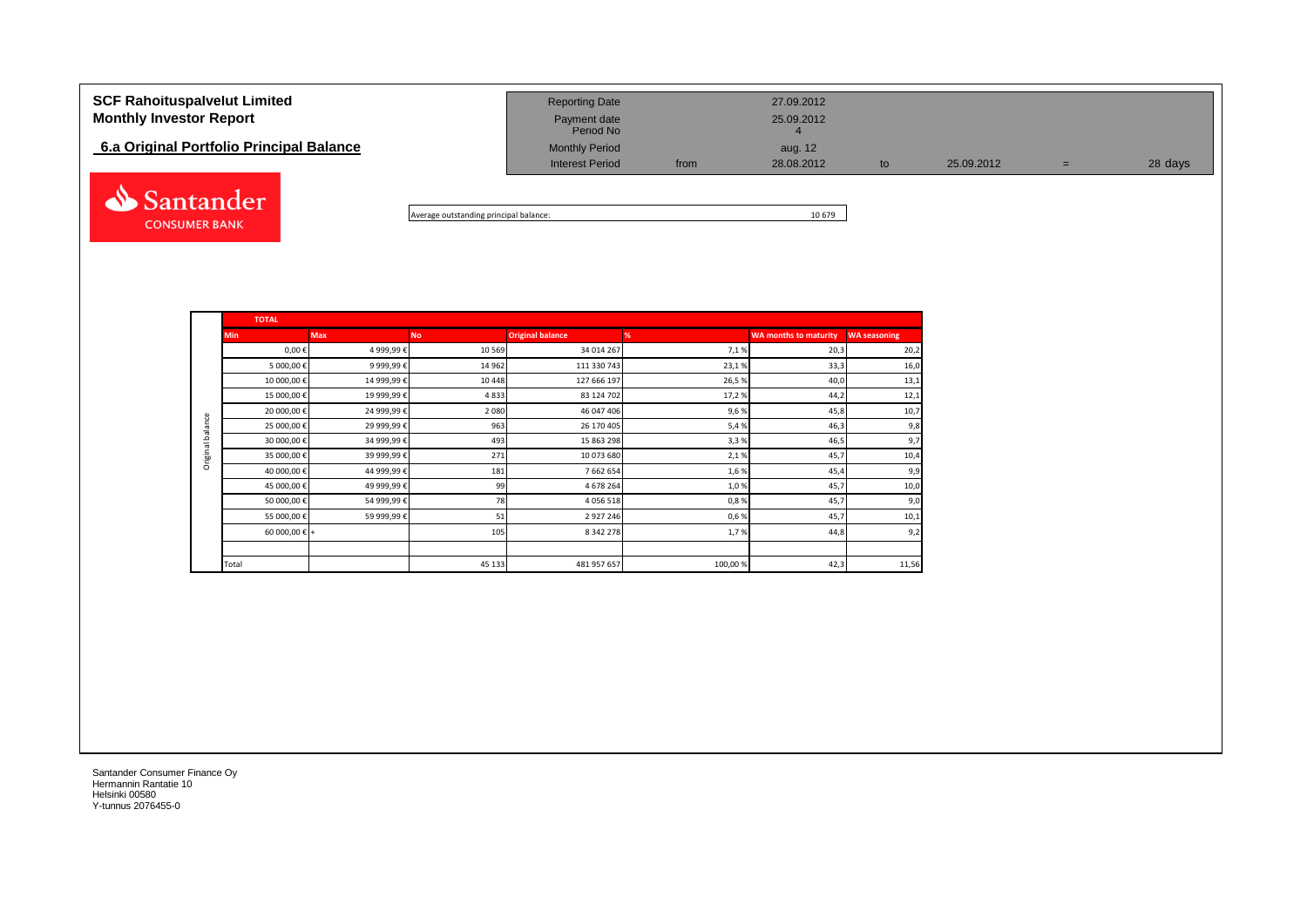# SCF Rahoituspalvelut Limited
## Monthly Investor Report

### 6.a Original Portfolio Principal Balance

| | | | | | | |
|---|---|---|---|---|---|---|
| Reporting Date | | 27.09.2012 | | | | |
| Payment date | | 25.09.2012 | | | | |
| Period No | | 4 | | | | |
| Monthly Period | | aug. 12 | | | | |
| Interest Period | from | 28.08.2012 | to | 25.09.2012 | = | 28 days |

Average outstanding principal balance: 10 679

| | TOTAL | | | | | | |
|---|---|---|---|---|---|---|---|
| | Min | Max | No | Original balance | % | WA months to maturity | WA seasoning |
| Original balance | 0,00 € | 4 999,99 € | 10 569 | 34 014 267 | 7,1 % | 20,3 | 20,2 |
| | 5 000,00 € | 9 999,99 € | 14 962 | 111 330 743 | 23,1 % | 33,3 | 16,0 |
| | 10 000,00 € | 14 999,99 € | 10 448 | 127 666 197 | 26,5 % | 40,0 | 13,1 |
| | 15 000,00 € | 19 999,99 € | 4 833 | 83 124 702 | 17,2 % | 44,2 | 12,1 |
| | 20 000,00 € | 24 999,99 € | 2 080 | 46 047 406 | 9,6 % | 45,8 | 10,7 |
| | 25 000,00 € | 29 999,99 € | 963 | 26 170 405 | 5,4 % | 46,3 | 9,8 |
| | 30 000,00 € | 34 999,99 € | 493 | 15 863 298 | 3,3 % | 46,5 | 9,7 |
| | 35 000,00 € | 39 999,99 € | 271 | 10 073 680 | 2,1 % | 45,7 | 10,4 |
| | 40 000,00 € | 44 999,99 € | 181 | 7 662 654 | 1,6 % | 45,4 | 9,9 |
| | 45 000,00 € | 49 999,99 € | 99 | 4 678 264 | 1,0 % | 45,7 | 10,0 |
| | 50 000,00 € | 54 999,99 € | 78 | 4 056 518 | 0,8 % | 45,7 | 9,0 |
| | 55 000,00 € | 59 999,99 € | 51 | 2 927 246 | 0,6 % | 45,7 | 10,1 |
| | 60 000,00 € | + | 105 | 8 342 278 | 1,7 % | 44,8 | 9,2 |
| | | | | | | | |
| | Total | | 45 133 | 481 957 657 | 100,00 % | 42,3 | 11,56 |

Santander Consumer Finance Oy
Hermannin Rantatie 10
Helsinki 00580
Y-tunnus 2076455-0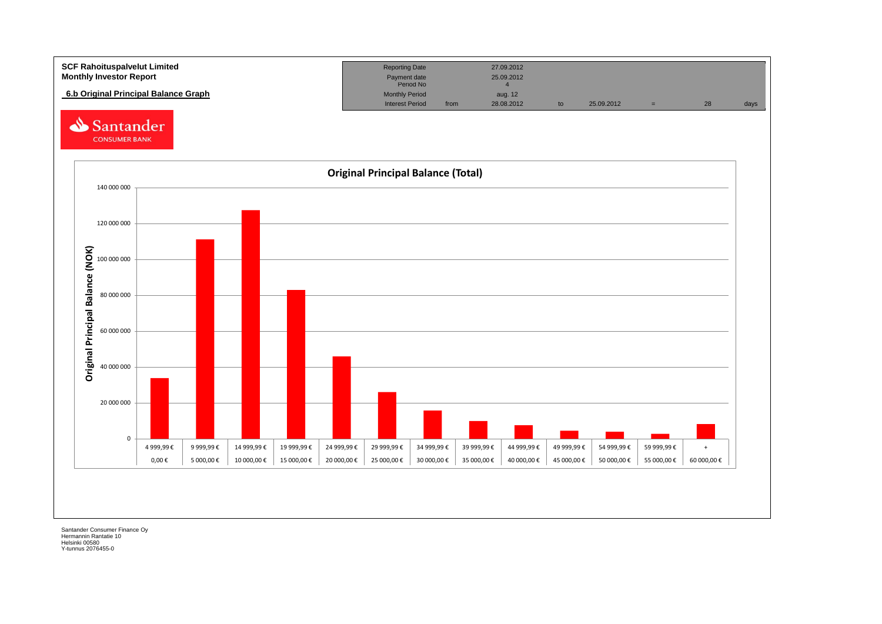**SCF Rahoituspalvelut Limited**
**Monthly Investor Report**

## 6.b Original Principal Balance Graph

| Reporting Date | | 27.09.2012 | | | | | |
|---|---|---|---|---|---|---|---|
| Payment date | | 25.09.2012 | | | | | |
| Period No | | 4 | | | | | |
| Monthly Period | | aug. 12 | | | | | |
| Interest Period | from | 28.08.2012 | to | 25.09.2012 | = | 28 | days |

Santander CONSUMER BANK

### Original Principal Balance (Total)

Original Principal Balance (NOK)

| Lower bound | Upper bound |
|---|---|
| 0,00 € | 4 999,99 € |
| 5 000,00 € | 9 999,99 € |
| 10 000,00 € | 14 999,99 € |
| 15 000,00 € | 19 999,99 € |
| 20 000,00 € | 24 999,99 € |
| 25 000,00 € | 29 999,99 € |
| 30 000,00 € | 34 999,99 € |
| 35 000,00 € | 39 999,99 € |
| 40 000,00 € | 44 999,99 € |
| 45 000,00 € | 49 999,99 € |
| 50 000,00 € | 54 999,99 € |
| 55 000,00 € | 59 999,99 € |
| 60 000,00 € | + |

Santander Consumer Finance Oy
Hermannin Rantatie 10
Helsinki 00580
Y-tunnus 2076455-0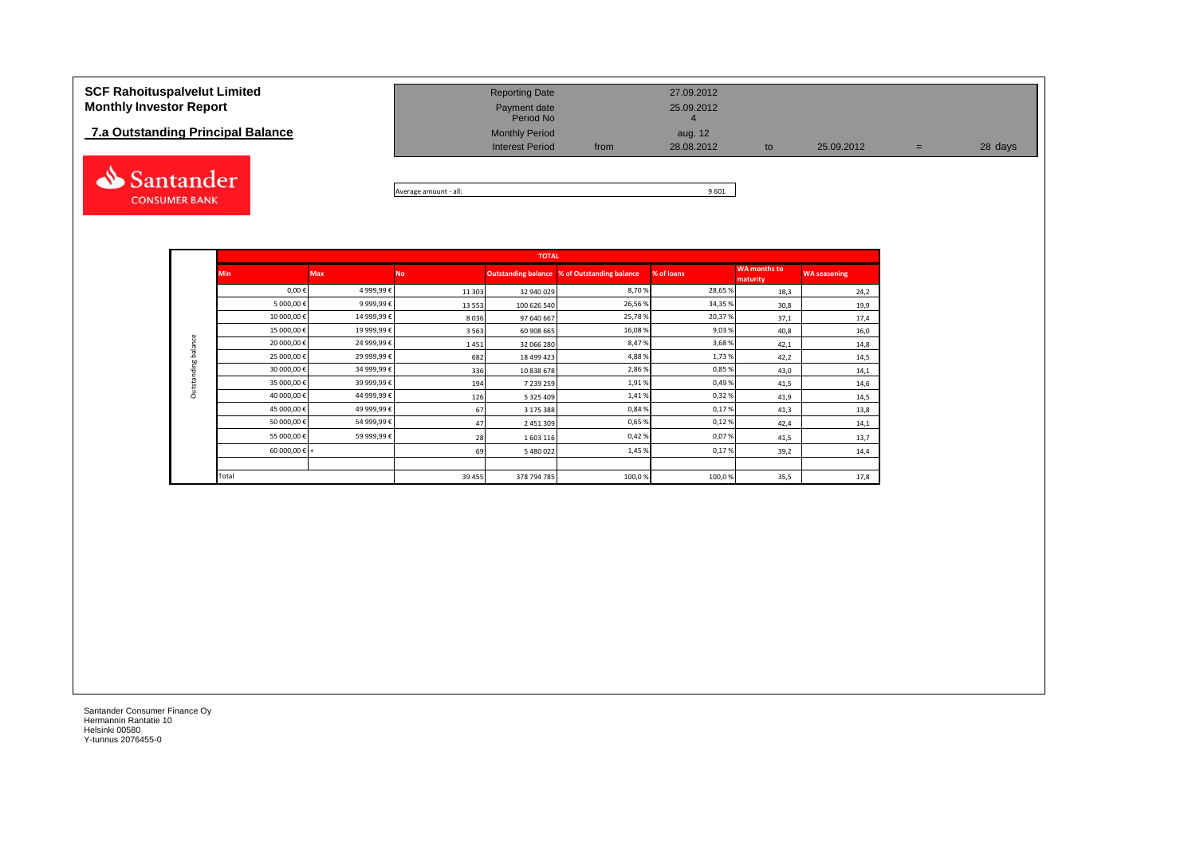# SCF Rahoituspalvelut Limited
# Monthly Investor Report

## 7.a Outstanding Principal Balance

| | | | | | | |
|---|---|---|---|---|---|---|
| Reporting Date | | 27.09.2012 | | | | |
| Payment date | | 25.09.2012 | | | | |
| Period No | | 4 | | | | |
| Monthly Period | | aug. 12 | | | | |
| Interest Period | from | 28.08.2012 | to | 25.09.2012 | = | 28 days |

Santander CONSUMER BANK

Average amount - all: 9 601

| | TOTAL | | | | | | | |
|---|---|---|---|---|---|---|---|---|
| | Min | Max | No | Outstanding balance | % of Outstanding balance | % of loans | WA months to maturity | WA seasoning |
| Outstanding balance | 0,00 € | 4 999,99 € | 11 303 | 32 940 029 | 8,70 % | 28,65 % | 18,3 | 24,2 |
| | 5 000,00 € | 9 999,99 € | 13 553 | 100 626 540 | 26,56 % | 34,35 % | 30,8 | 19,9 |
| | 10 000,00 € | 14 999,99 € | 8 036 | 97 640 667 | 25,78 % | 20,37 % | 37,1 | 17,4 |
| | 15 000,00 € | 19 999,99 € | 3 563 | 60 908 665 | 16,08 % | 9,03 % | 40,8 | 16,0 |
| | 20 000,00 € | 24 999,99 € | 1 451 | 32 066 280 | 8,47 % | 3,68 % | 42,1 | 14,8 |
| | 25 000,00 € | 29 999,99 € | 682 | 18 499 423 | 4,88 % | 1,73 % | 42,2 | 14,5 |
| | 30 000,00 € | 34 999,99 € | 336 | 10 838 678 | 2,86 % | 0,85 % | 43,0 | 14,1 |
| | 35 000,00 € | 39 999,99 € | 194 | 7 239 259 | 1,91 % | 0,49 % | 41,5 | 14,6 |
| | 40 000,00 € | 44 999,99 € | 126 | 5 325 409 | 1,41 % | 0,32 % | 41,9 | 14,5 |
| | 45 000,00 € | 49 999,99 € | 67 | 3 175 388 | 0,84 % | 0,17 % | 41,3 | 13,8 |
| | 50 000,00 € | 54 999,99 € | 47 | 2 451 309 | 0,65 % | 0,12 % | 42,4 | 14,1 |
| | 55 000,00 € | 59 999,99 € | 28 | 1 603 116 | 0,42 % | 0,07 % | 41,5 | 13,7 |
| | 60 000,00 € + | | 69 | 5 480 022 | 1,45 % | 0,17 % | 39,2 | 14,4 |
| | | | | | | | | |
| | Total | | 39 455 | 378 794 785 | 100,0 % | 100,0 % | 35,5 | 17,8 |

Santander Consumer Finance Oy
Hermannin Rantatie 10
Helsinki 00580
Y-tunnus 2076455-0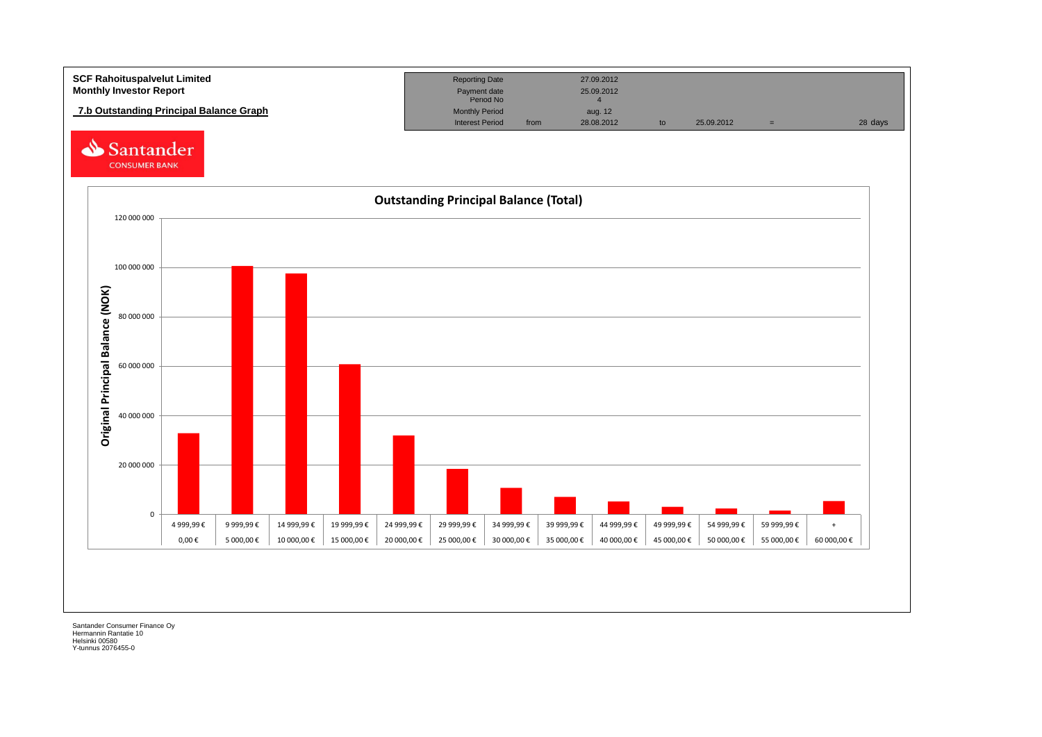**SCF Rahoituspalvelut Limited**
**Monthly Investor Report**

**7.b Outstanding Principal Balance Graph**

| Reporting Date | | 27.09.2012 | | | | |
|---|---|---|---|---|---|---|
| Payment date | | 25.09.2012 | | | | |
| Period No | | 4 | | | | |
| Monthly Period | | aug. 12 | | | | |
| Interest Period | from | 28.08.2012 | to | 25.09.2012 | = | 28 days |

Santander CONSUMER BANK

**Outstanding Principal Balance (Total)**

Original Principal Balance (NOK)

| 0,00 € | 5 000,00 € | 10 000,00 € | 15 000,00 € | 20 000,00 € | 25 000,00 € | 30 000,00 € | 35 000,00 € | 40 000,00 € | 45 000,00 € | 50 000,00 € | 55 000,00 € | 60 000,00 € |
|---|---|---|---|---|---|---|---|---|---|---|---|---|
| 4 999,99 € | 9 999,99 € | 14 999,99 € | 19 999,99 € | 24 999,99 € | 29 999,99 € | 34 999,99 € | 39 999,99 € | 44 999,99 € | 49 999,99 € | 54 999,99 € | 59 999,99 € | + |

Santander Consumer Finance Oy
Hermannin Rantatie 10
Helsinki 00580
Y-tunnus 2076455-0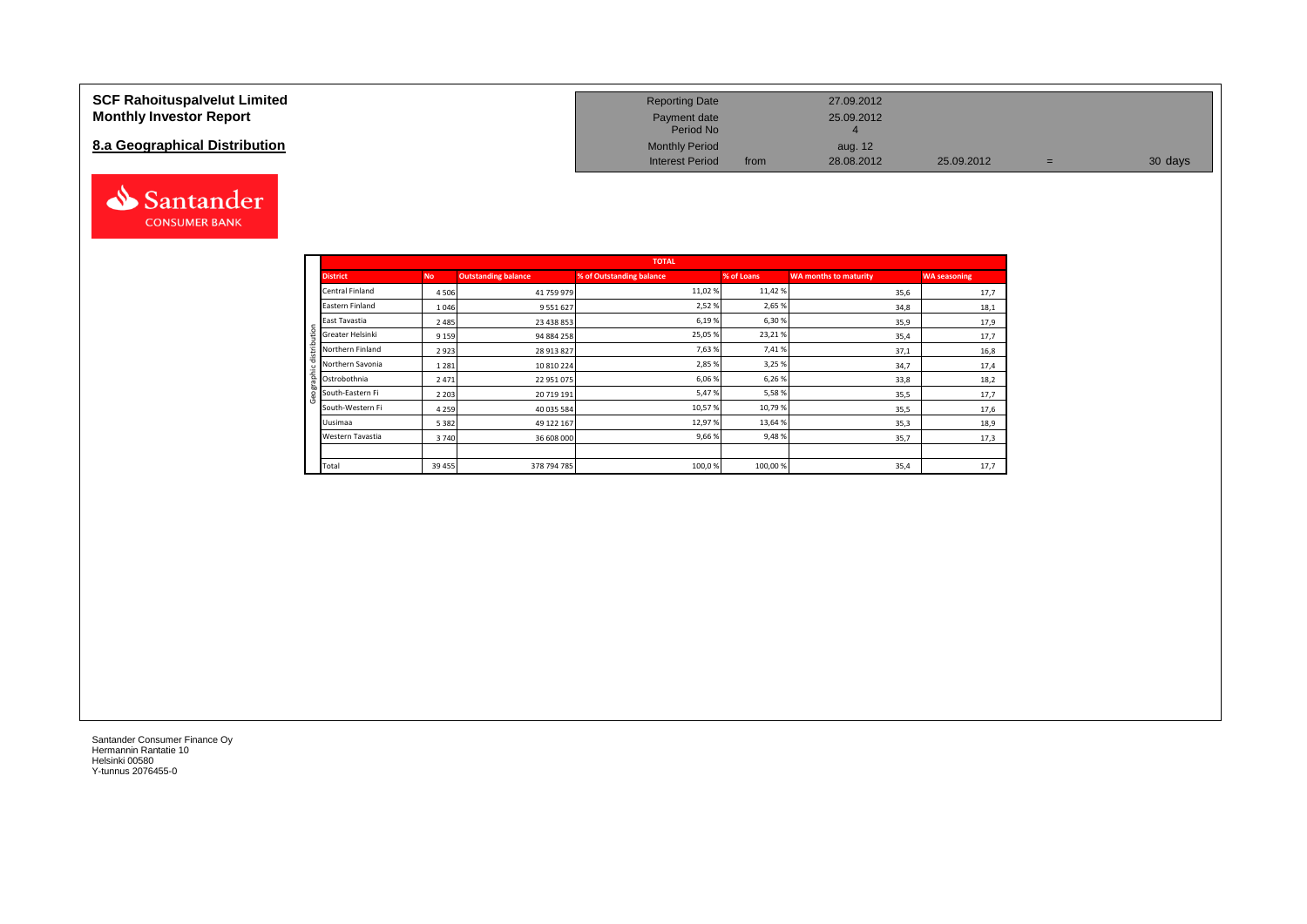**SCF Rahoituspalvelut Limited**
**Monthly Investor Report**

## 8.a Geographical Distribution

| | | | | | |
|---|---|---|---|---|---|
| Reporting Date | | 27.09.2012 | | | |
| Payment date | | 25.09.2012 | | | |
| Period No | | 4 | | | |
| Monthly Period | | aug. 12 | | | |
| Interest Period | from | 28.08.2012 | 25.09.2012 | = | 30 days |

| | TOTAL | | | | | | |
|---|---|---|---|---|---|---|---|
| | **District** | **No** | **Outstanding balance** | **% of Outstanding balance** | **% of Loans** | **WA months to maturity** | **WA seasoning** |
| Geographic distribution | Central Finland | 4 506 | 41 759 979 | 11,02 % | 11,42 % | 35,6 | 17,7 |
| | Eastern Finland | 1 046 | 9 551 627 | 2,52 % | 2,65 % | 34,8 | 18,1 |
| | East Tavastia | 2 485 | 23 438 853 | 6,19 % | 6,30 % | 35,9 | 17,9 |
| | Greater Helsinki | 9 159 | 94 884 258 | 25,05 % | 23,21 % | 35,4 | 17,7 |
| | Northern Finland | 2 923 | 28 913 827 | 7,63 % | 7,41 % | 37,1 | 16,8 |
| | Northern Savonia | 1 281 | 10 810 224 | 2,85 % | 3,25 % | 34,7 | 17,4 |
| | Ostrobothnia | 2 471 | 22 951 075 | 6,06 % | 6,26 % | 33,8 | 18,2 |
| | South-Eastern Fi | 2 203 | 20 719 191 | 5,47 % | 5,58 % | 35,5 | 17,7 |
| | South-Western Fi | 4 259 | 40 035 584 | 10,57 % | 10,79 % | 35,5 | 17,6 |
| | Uusimaa | 5 382 | 49 122 167 | 12,97 % | 13,64 % | 35,3 | 18,9 |
| | Western Tavastia | 3 740 | 36 608 000 | 9,66 % | 9,48 % | 35,7 | 17,3 |
| | | | | | | | |
| | Total | 39 455 | 378 794 785 | 100,0 % | 100,00 % | 35,4 | 17,7 |

Santander Consumer Finance Oy
Hermannin Rantatie 10
Helsinki 00580
Y-tunnus 2076455-0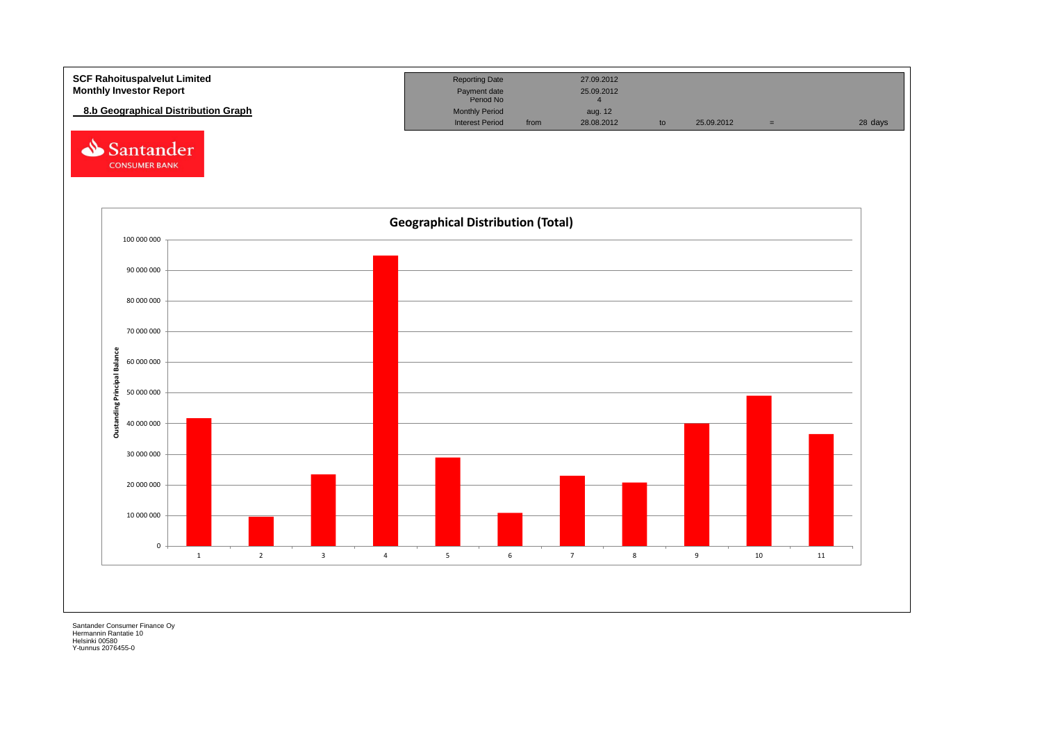**SCF Rahoituspalvelut Limited**
**Monthly Investor Report**

**8.b Geographical Distribution Graph**

| | | | | | | |
|---|---|---|---|---|---|---|
| Reporting Date | | 27.09.2012 | | | | |
| Payment date | | 25.09.2012 | | | | |
| Period No | | 4 | | | | |
| Monthly Period | | aug. 12 | | | | |
| Interest Period | from | 28.08.2012 | to | 25.09.2012 | = | 28 days |

Santander CONSUMER BANK

**Geographical Distribution (Total)**

Oustanding Principal Balance

100 000 000
90 000 000
80 000 000
70 000 000
60 000 000
50 000 000
40 000 000
30 000 000
20 000 000
10 000 000
0

1 2 3 4 5 6 7 8 9 10 11

Santander Consumer Finance Oy
Hermannin Rantatie 10
Helsinki 00580
Y-tunnus 2076455-0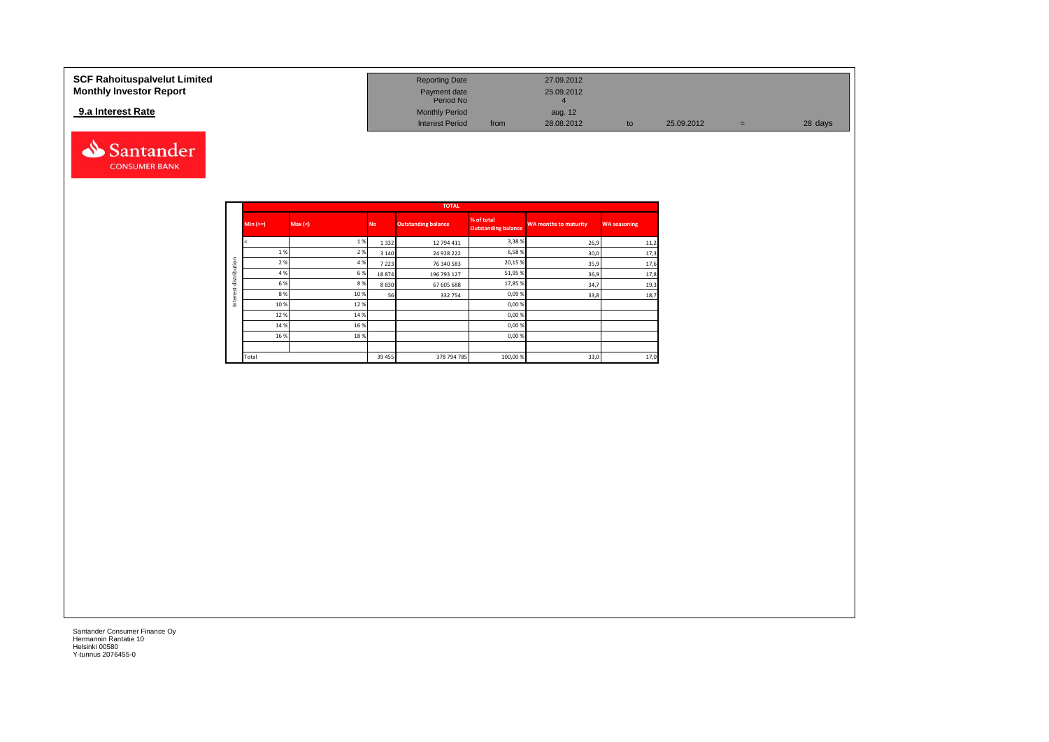**SCF Rahoituspalvelut Limited**
**Monthly Investor Report**

**9.a Interest Rate**

| | | | | | | | |
|---|---|---|---|---|---|---|---|
| Reporting Date | | 27.09.2012 | | | | | |
| Payment date | | 25.09.2012 | | | | | |
| Period No | | 4 | | | | | |
| Monthly Period | | aug. 12 | | | | | |
| Interest Period | from | 28.08.2012 | to | 25.09.2012 | = | 28 days | |

Santander CONSUMER BANK

| | TOTAL | | | | | | |
|---|---|---|---|---|---|---|---|
| | Min (>=) | Max (<) | No | Outstanding balance | % of total Outstanding balance | WA months to maturity | WA seasoning |
| Interest distribution | < | 1 % | 1 332 | 12 794 411 | 3,38 % | 26,9 | 11,2 |
| | 1 % | 2 % | 3 140 | 24 928 222 | 6,58 % | 30,0 | 17,3 |
| | 2 % | 4 % | 7 223 | 76 340 583 | 20,15 % | 35,9 | 17,6 |
| | 4 % | 6 % | 18 874 | 196 793 127 | 51,95 % | 36,9 | 17,8 |
| | 6 % | 8 % | 8 830 | 67 605 688 | 17,85 % | 34,7 | 19,3 |
| | 8 % | 10 % | 56 | 332 754 | 0,09 % | 33,8 | 18,7 |
| | 10 % | 12 % | | | 0,00 % | | |
| | 12 % | 14 % | | | 0,00 % | | |
| | 14 % | 16 % | | | 0,00 % | | |
| | 16 % | 18 % | | | 0,00 % | | |
| | | | | | | | |
| | Total | | 39 455 | 378 794 785 | 100,00 % | 33,0 | 17,0 |

Santander Consumer Finance Oy
Hermannin Rantatie 10
Helsinki 00580
Y-tunnus 2076455-0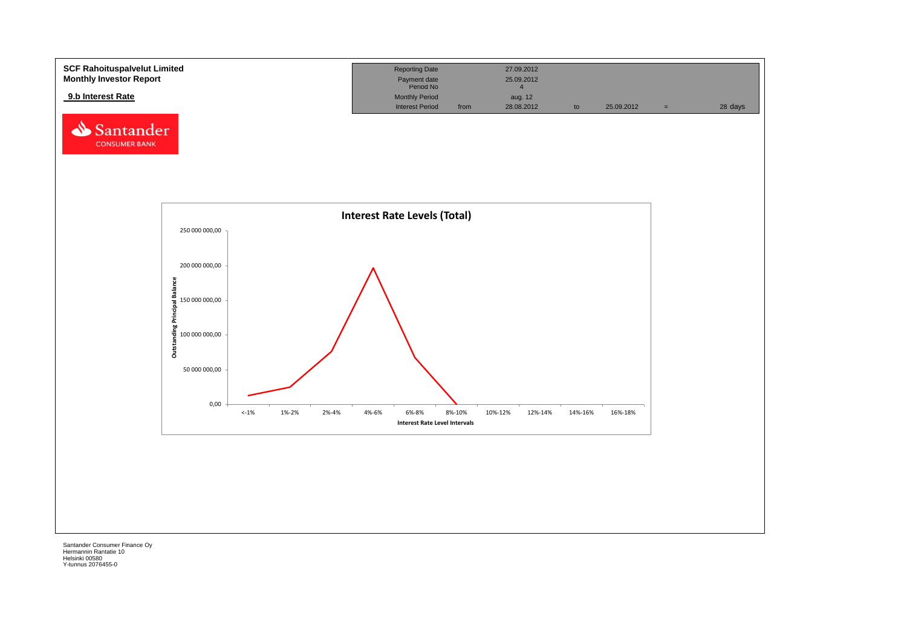**SCF Rahoituspalvelut Limited**
**Monthly Investor Report**

**9.b Interest Rate**

| Reporting Date | | 27.09.2012 | | | | |
|---|---|---|---|---|---|---|
| Payment date | | 25.09.2012 | | | | |
| Period No | | 4 | | | | |
| Monthly Period | | aug. 12 | | | | |
| Interest Period | from | 28.08.2012 | to | 25.09.2012 | = | 28 days |

**Interest Rate Levels (Total)**

Outstanding Principal Balance: 0,00 / 50 000 000,00 / 100 000 000,00 / 150 000 000,00 / 200 000 000,00 / 250 000 000,00

Interest Rate Level Intervals: <-1% | 1%-2% | 2%-4% | 4%-6% | 6%-8% | 8%-10% | 10%-12% | 12%-14% | 14%-16% | 16%-18%

Santander Consumer Finance Oy
Hermannin Rantatie 10
Helsinki 00580
Y-tunnus 2076455-0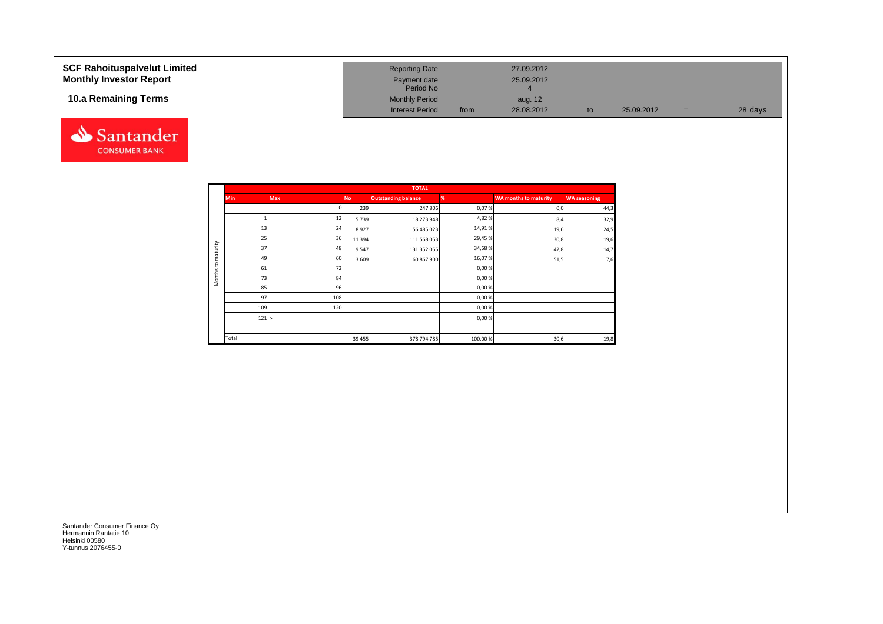**SCF Rahoituspalvelut Limited**
**Monthly Investor Report**

**10.a Remaining Terms**

| | | | | | | |
|---|---|---|---|---|---|---|
| Reporting Date | | 27.09.2012 | | | | |
| Payment date | | 25.09.2012 | | | | |
| Period No | | 4 | | | | |
| Monthly Period | | aug. 12 | | | | |
| Interest Period | from | 28.08.2012 | to | 25.09.2012 | = | 28 days |

| | TOTAL | | | | | | |
|---|---|---|---|---|---|---|---|
| | Min | Max | No | Outstanding balance | % | WA months to maturity | WA seasoning |
| Months to maturity | | 0 | 239 | 247 806 | 0,07 % | 0,0 | 44,3 |
| | 1 | 12 | 5 739 | 18 273 948 | 4,82 % | 8,4 | 32,9 |
| | 13 | 24 | 8 927 | 56 485 023 | 14,91 % | 19,6 | 24,5 |
| | 25 | 36 | 11 394 | 111 568 053 | 29,45 % | 30,8 | 19,6 |
| | 37 | 48 | 9 547 | 131 352 055 | 34,68 % | 42,8 | 14,7 |
| | 49 | 60 | 3 609 | 60 867 900 | 16,07 % | 51,5 | 7,6 |
| | 61 | 72 | | | 0,00 % | | |
| | 73 | 84 | | | 0,00 % | | |
| | 85 | 96 | | | 0,00 % | | |
| | 97 | 108 | | | 0,00 % | | |
| | 109 | 120 | | | 0,00 % | | |
| | 121 | > | | | 0,00 % | | |
| | | | | | | | |
| | Total | | 39 455 | 378 794 785 | 100,00 % | 30,6 | 19,8 |

Santander Consumer Finance Oy
Hermannin Rantatie 10
Helsinki 00580
Y-tunnus 2076455-0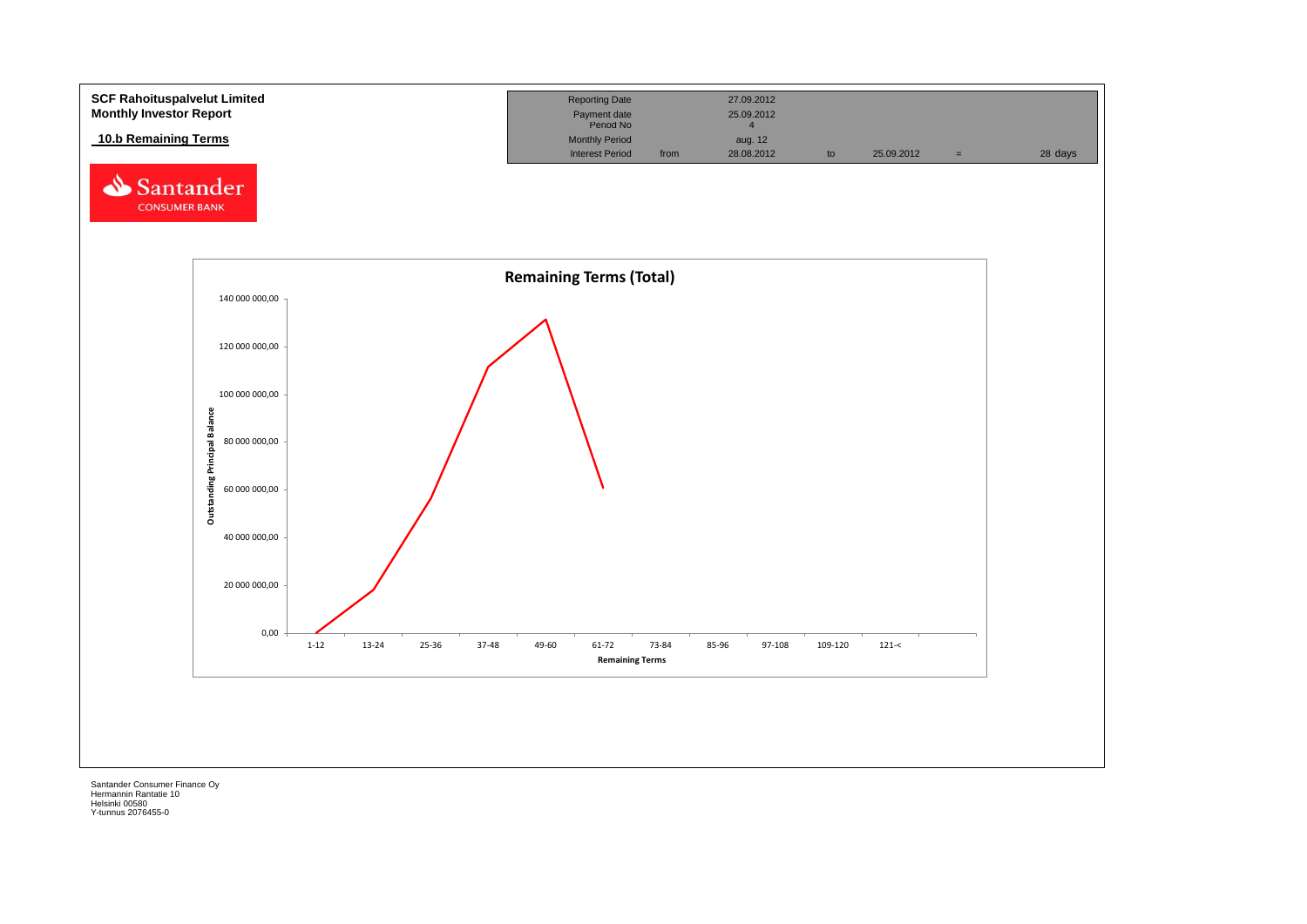**SCF Rahoituspalvelut Limited**
**Monthly Investor Report**

**10.b Remaining Terms**

| Reporting Date | | 27.09.2012 | | | | |
|---|---|---|---|---|---|---|
| Payment date | | 25.09.2012 | | | | |
| Period No | | 4 | | | | |
| Monthly Period | | aug. 12 | | | | |
| Interest Period | from | 28.08.2012 | to | 25.09.2012 | = | 28 days |

**Remaining Terms (Total)**

Outstanding Principal Balance

140 000 000,00
120 000 000,00
100 000 000,00
80 000 000,00
60 000 000,00
40 000 000,00
20 000 000,00
0,00

1-12 | 13-24 | 25-36 | 37-48 | 49-60 | 61-72 | 73-84 | 85-96 | 97-108 | 109-120 | 121-<

Remaining Terms

Santander Consumer Finance Oy
Hermannin Rantatie 10
Helsinki 00580
Y-tunnus 2076455-0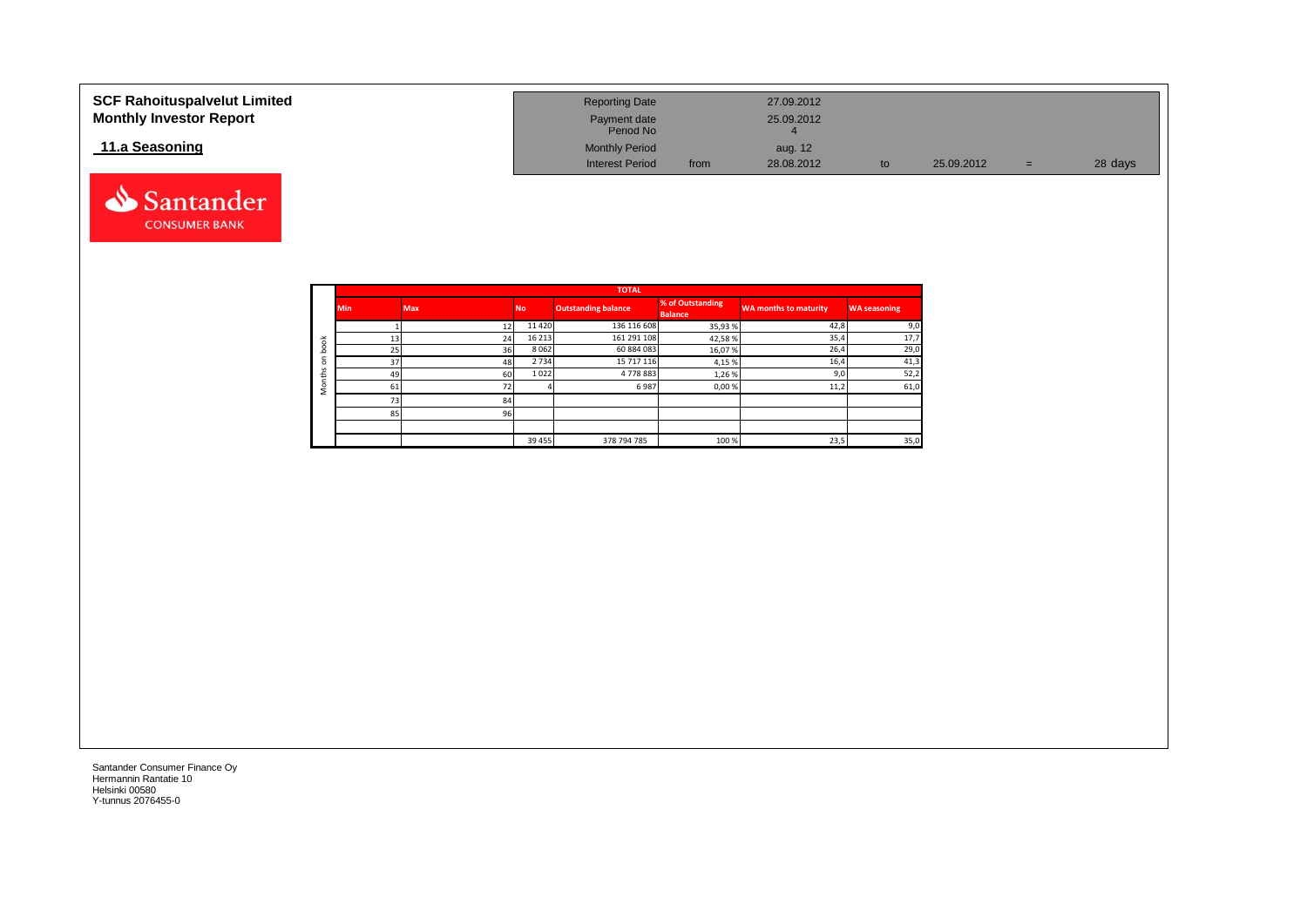**SCF Rahoituspalvelut Limited**
**Monthly Investor Report**

## 11.a Seasoning

| Reporting Date | | 27.09.2012 | | | | |
|---|---|---|---|---|---|---|
| Payment date | | 25.09.2012 | | | | |
| Period No | | 4 | | | | |
| Monthly Period | | aug. 12 | | | | |
| Interest Period | from | 28.08.2012 | to | 25.09.2012 | = | 28 days |

| | TOTAL | | | | | | |
|---|---|---|---|---|---|---|---|
| | **Min** | **Max** | **No** | **Outstanding balance** | **% of Outstanding Balance** | **WA months to maturity** | **WA seasoning** |
| Months on book | 1 | 12 | 11 420 | 136 116 608 | 35,93 % | 42,8 | 9,0 |
| | 13 | 24 | 16 213 | 161 291 108 | 42,58 % | 35,4 | 17,7 |
| | 25 | 36 | 8 062 | 60 884 083 | 16,07 % | 26,4 | 29,0 |
| | 37 | 48 | 2 734 | 15 717 116 | 4,15 % | 16,4 | 41,3 |
| | 49 | 60 | 1 022 | 4 778 883 | 1,26 % | 9,0 | 52,2 |
| | 61 | 72 | 4 | 6 987 | 0,00 % | 11,2 | 61,0 |
| | 73 | 84 | | | | | |
| | 85 | 96 | | | | | |
| | | | | | | | |
| | | | 39 455 | 378 794 785 | 100 % | 23,5 | 35,0 |

Santander Consumer Finance Oy
Hermannin Rantatie 10
Helsinki 00580
Y-tunnus 2076455-0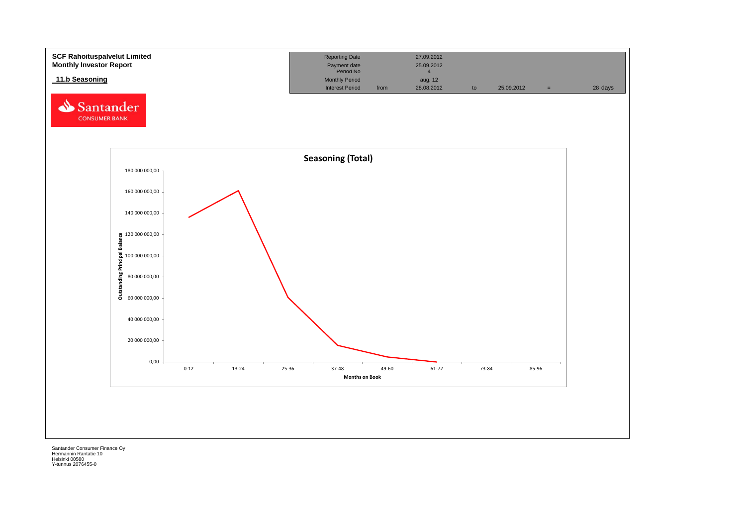**SCF Rahoituspalvelut Limited**
**Monthly Investor Report**

## 11.b Seasoning

| Reporting Date | | 27.09.2012 | | | | |
|---|---|---|---|---|---|---|
| Payment date | | 25.09.2012 | | | | |
| Period No | | 4 | | | | |
| Monthly Period | | aug. 12 | | | | |
| Interest Period | from | 28.08.2012 | to | 25.09.2012 | = | 28 days |

Santander CONSUMER BANK

**Seasoning (Total)**

Outstanding Principal Balance

180 000 000,00
160 000 000,00
140 000 000,00
120 000 000,00
100 000 000,00
80 000 000,00
60 000 000,00
40 000 000,00
20 000 000,00
0,00

0-12 | 13-24 | 25-36 | 37-48 | 49-60 | 61-72 | 73-84 | 85-96

**Months on Book**

Santander Consumer Finance Oy
Hermannin Rantatie 10
Helsinki 00580
Y-tunnus 2076455-0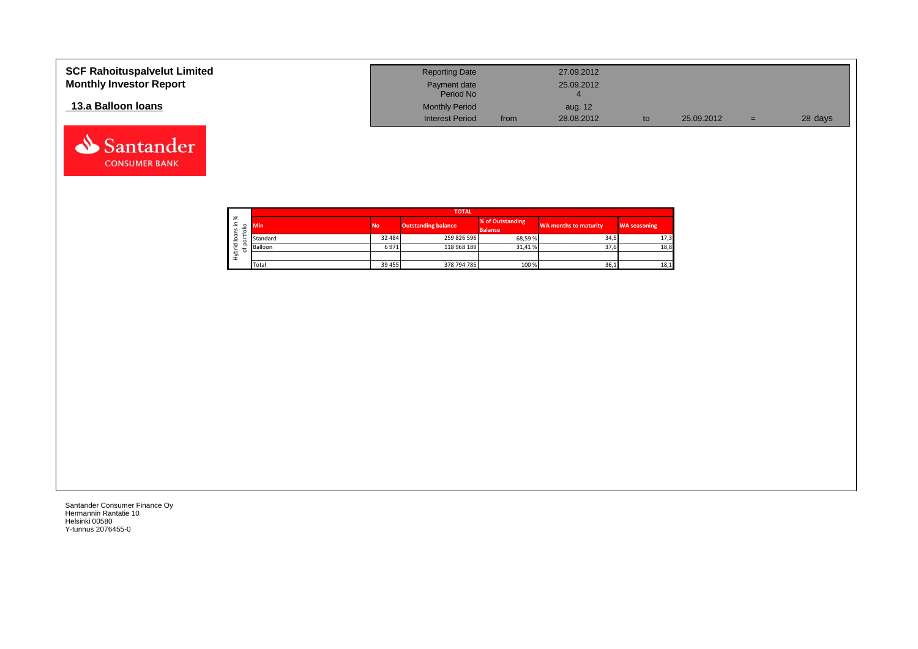# SCF Rahoituspalvelut Limited
## Monthly Investor Report

### 13.a Balloon loans

| Reporting Date | | 27.09.2012 | | | | |
|---|---|---|---|---|---|---|
| Payment date | | 25.09.2012 | | | | |
| Period No | | 4 | | | | |
| Monthly Period | | aug. 12 | | | | |
| Interest Period | from | 28.08.2012 | to | 25.09.2012 | = | 28 days |

Hybrid loans in % of portfolio

| TOTAL | | | | | |
|---|---|---|---|---|---|
| Min | No | Outstanding balance | % of Outstanding Balance | WA months to maturity | WA seasoning |
| Standard | 32 484 | 259 826 596 | 68,59 % | 34,5 | 17,3 |
| Balloon | 6 971 | 118 968 189 | 31,41 % | 37,6 | 18,8 |
| | | | | | |
| Total | 39 455 | 378 794 785 | 100 % | 36,1 | 18,1 |

Santander Consumer Finance Oy
Hermannin Rantatie 10
Helsinki 00580
Y-tunnus 2076455-0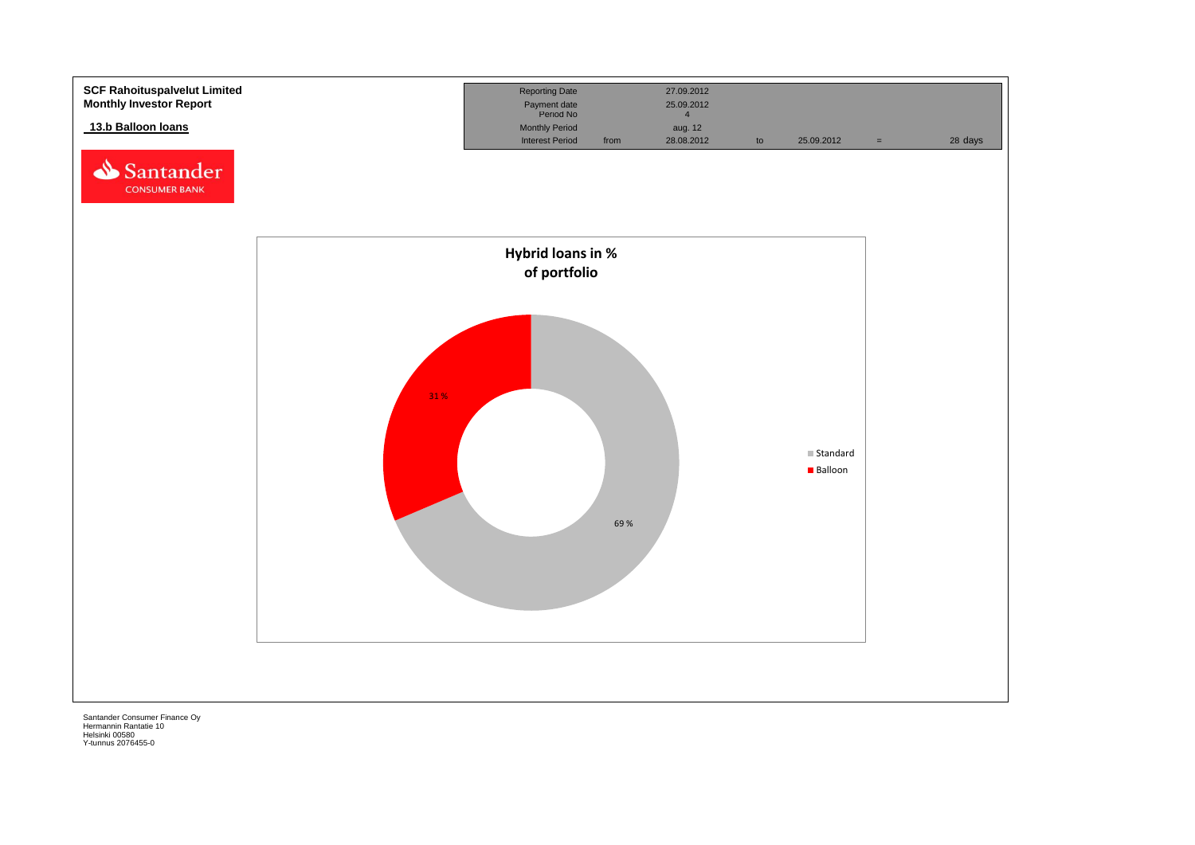**SCF Rahoituspalvelut Limited**
**Monthly Investor Report**

## 13.b Balloon loans

| Reporting Date | | 27.09.2012 | | | | |
|---|---|---|---|---|---|---|
| Payment date | | 25.09.2012 | | | | |
| Period No | | 4 | | | | |
| Monthly Period | | aug. 12 | | | | |
| Interest Period | from | 28.08.2012 | to | 25.09.2012 | = | 28 days |

**Hybrid loans in % of portfolio**

| | % |
|---|---|
| Standard | 69 % |
| Balloon | 31 % |

Santander Consumer Finance Oy
Hermannin Rantatie 10
Helsinki 00580
Y-tunnus 2076455-0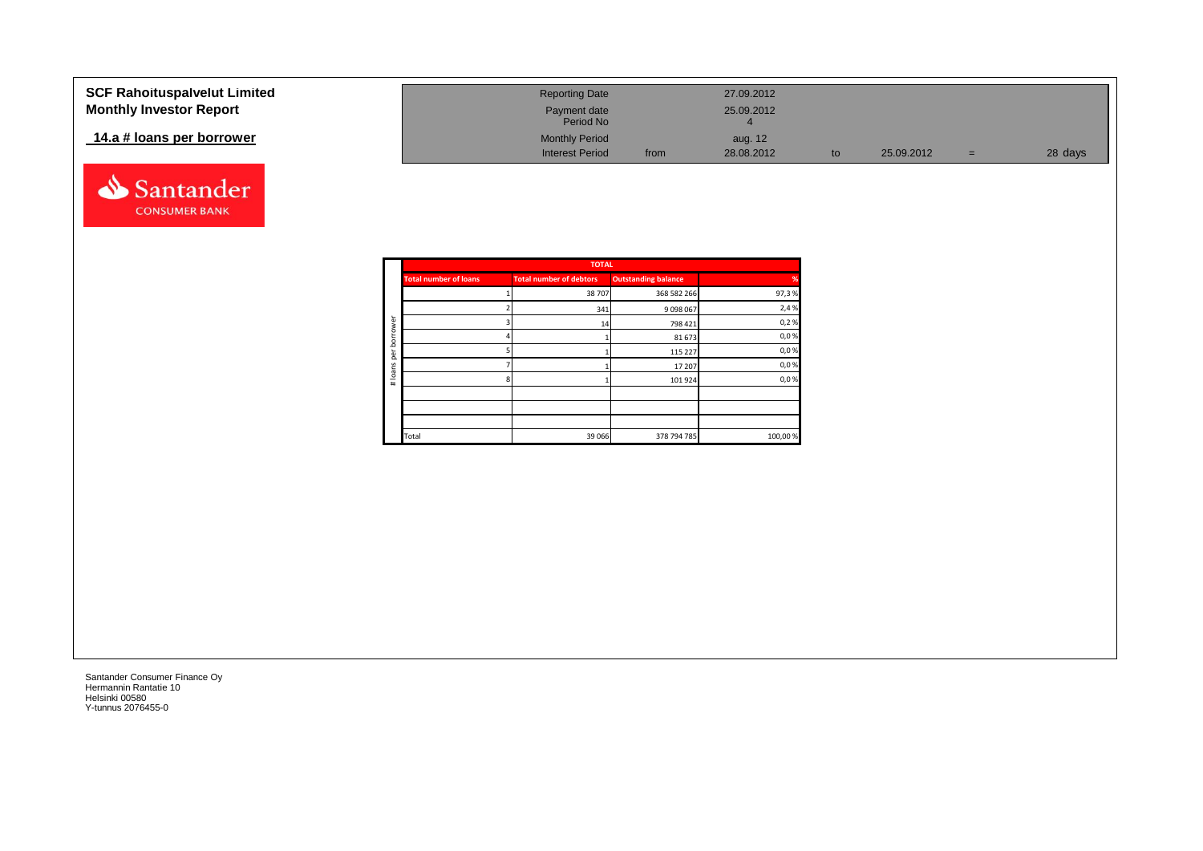**SCF Rahoituspalvelut Limited**
**Monthly Investor Report**

**14.a # loans per borrower**

| | | | | | | |
|---|---|---|---|---|---|---|
| Reporting Date | | 27.09.2012 | | | | |
| Payment date | | 25.09.2012 | | | | |
| Period No | | 4 | | | | |
| Monthly Period | | aug. 12 | | | | |
| Interest Period | from | 28.08.2012 | to | 25.09.2012 | = | 28 days |

| TOTAL | | | |
|---|---|---|---|
| **Total number of loans** | **Total number of debtors** | **Outstanding balance** | **%** |
| 1 | 38 707 | 368 582 266 | 97,3 % |
| 2 | 341 | 9 098 067 | 2,4 % |
| 3 | 14 | 798 421 | 0,2 % |
| 4 | 1 | 81 673 | 0,0 % |
| 5 | 1 | 115 227 | 0,0 % |
| 7 | 1 | 17 207 | 0,0 % |
| 8 | 1 | 101 924 | 0,0 % |
| | | | |
| | | | |
| | | | |
| Total | 39 066 | 378 794 785 | 100,00 % |

Santander Consumer Finance Oy
Hermannin Rantatie 10
Helsinki 00580
Y-tunnus 2076455-0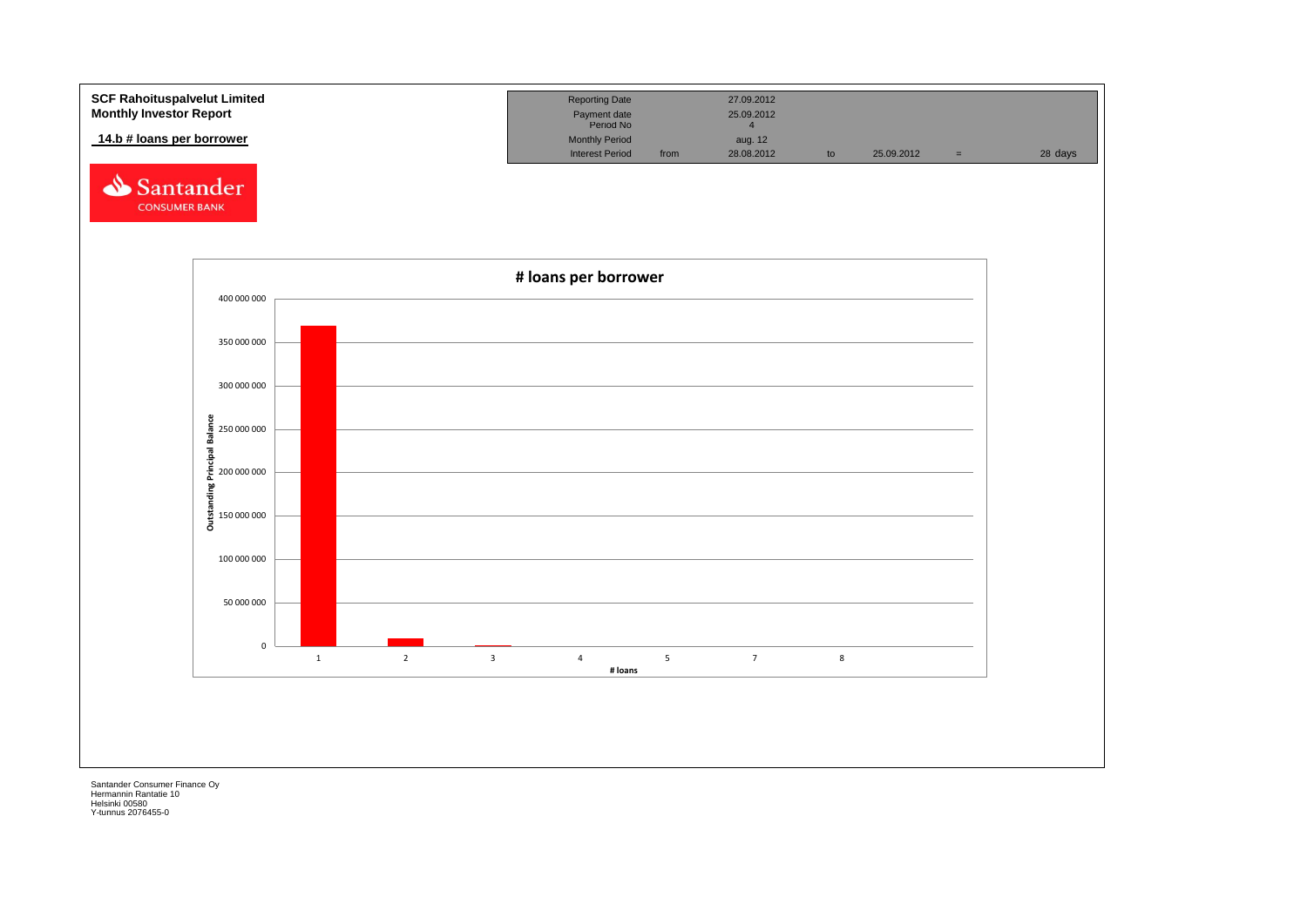**SCF Rahoituspalvelut Limited**
**Monthly Investor Report**

**14.b # loans per borrower**

Santander CONSUMER BANK

| | | | | | | |
|---|---|---|---|---|---|---|
| Reporting Date | | 27.09.2012 | | | | |
| Payment date | | 25.09.2012 | | | | |
| Period No | | 4 | | | | |
| Monthly Period | | aug. 12 | | | | |
| Interest Period | from | 28.08.2012 | to | 25.09.2012 | = | 28 days |

**# loans per borrower**

Outstanding Principal Balance

400 000 000
350 000 000
300 000 000
250 000 000
200 000 000
150 000 000
100 000 000
50 000 000
0

1 2 3 4 5 7 8

# loans

Santander Consumer Finance Oy
Hermannin Rantatie 10
Helsinki 00580
Y-tunnus 2076455-0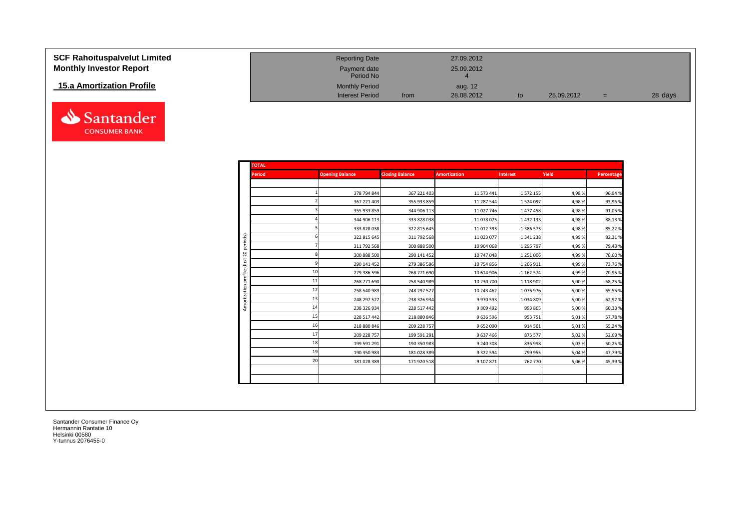**SCF Rahoituspalvelut Limited**
**Monthly Investor Report**

## 15.a Amortization Profile

| Reporting Date | | 27.09.2012 | | | | |
|---|---|---|---|---|---|---|
| Payment date | | 25.09.2012 | | | | |
| Period No | | 4 | | | | |
| Monthly Period | | aug. 12 | | | | |
| Interest Period | from | 28.08.2012 | to | 25.09.2012 | = | 28 days |

**TOTAL** — Amortization profile (first 20 periods)

| Period | Opening Balance | Closing Balance | Amortization | Interest | Yield | Percentage |
|---|---|---|---|---|---|---|
| 1 | 378 794 844 | 367 221 403 | 11 573 441 | 1 572 155 | 4,98 % | 96,94 % |
| 2 | 367 221 403 | 355 933 859 | 11 287 544 | 1 524 097 | 4,98 % | 93,96 % |
| 3 | 355 933 859 | 344 906 113 | 11 027 746 | 1 477 458 | 4,98 % | 91,05 % |
| 4 | 344 906 113 | 333 828 038 | 11 078 075 | 1 432 133 | 4,98 % | 88,13 % |
| 5 | 333 828 038 | 322 815 645 | 11 012 393 | 1 386 573 | 4,98 % | 85,22 % |
| 6 | 322 815 645 | 311 792 568 | 11 023 077 | 1 341 238 | 4,99 % | 82,31 % |
| 7 | 311 792 568 | 300 888 500 | 10 904 068 | 1 295 797 | 4,99 % | 79,43 % |
| 8 | 300 888 500 | 290 141 452 | 10 747 048 | 1 251 006 | 4,99 % | 76,60 % |
| 9 | 290 141 452 | 279 386 596 | 10 754 856 | 1 206 911 | 4,99 % | 73,76 % |
| 10 | 279 386 596 | 268 771 690 | 10 614 906 | 1 162 574 | 4,99 % | 70,95 % |
| 11 | 268 771 690 | 258 540 989 | 10 230 700 | 1 118 902 | 5,00 % | 68,25 % |
| 12 | 258 540 989 | 248 297 527 | 10 243 462 | 1 076 976 | 5,00 % | 65,55 % |
| 13 | 248 297 527 | 238 326 934 | 9 970 593 | 1 034 809 | 5,00 % | 62,92 % |
| 14 | 238 326 934 | 228 517 442 | 9 809 492 | 993 865 | 5,00 % | 60,33 % |
| 15 | 228 517 442 | 218 880 846 | 9 636 596 | 953 751 | 5,01 % | 57,78 % |
| 16 | 218 880 846 | 209 228 757 | 9 652 090 | 914 561 | 5,01 % | 55,24 % |
| 17 | 209 228 757 | 199 591 291 | 9 637 466 | 875 577 | 5,02 % | 52,69 % |
| 18 | 199 591 291 | 190 350 983 | 9 240 308 | 836 998 | 5,03 % | 50,25 % |
| 19 | 190 350 983 | 181 028 389 | 9 322 594 | 799 955 | 5,04 % | 47,79 % |
| 20 | 181 028 389 | 171 920 518 | 9 107 871 | 762 770 | 5,06 % | 45,39 % |

Santander Consumer Finance Oy
Hermannin Rantatie 10
Helsinki 00580
Y-tunnus 2076455-0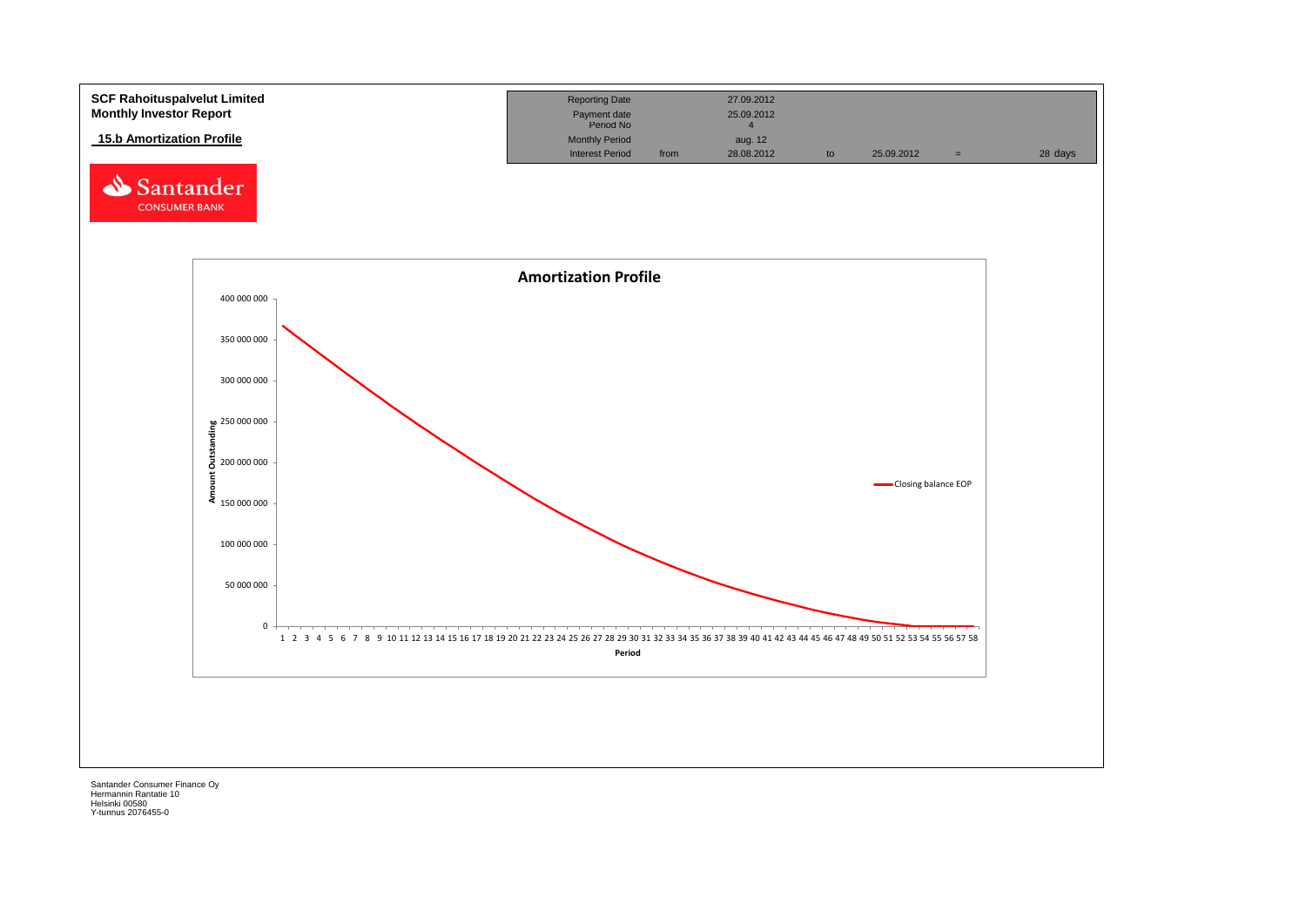**SCF Rahoituspalvelut Limited**
**Monthly Investor Report**

**15.b Amortization Profile**

Santander CONSUMER BANK

| Reporting Date | | 27.09.2012 | | | | |
|---|---|---|---|---|---|---|
| Payment date | | 25.09.2012 | | | | |
| Period No | | 4 | | | | |
| Monthly Period | | aug. 12 | | | | |
| Interest Period | from | 28.08.2012 | to | 25.09.2012 | = | 28 days |

**Amortization Profile**

Amount Outstanding: 0, 50 000 000, 100 000 000, 150 000 000, 200 000 000, 250 000 000, 300 000 000, 350 000 000, 400 000 000

Period: 1–58

Closing balance EOP

Santander Consumer Finance Oy
Hermannin Rantatie 10
Helsinki 00580
Y-tunnus 2076455-0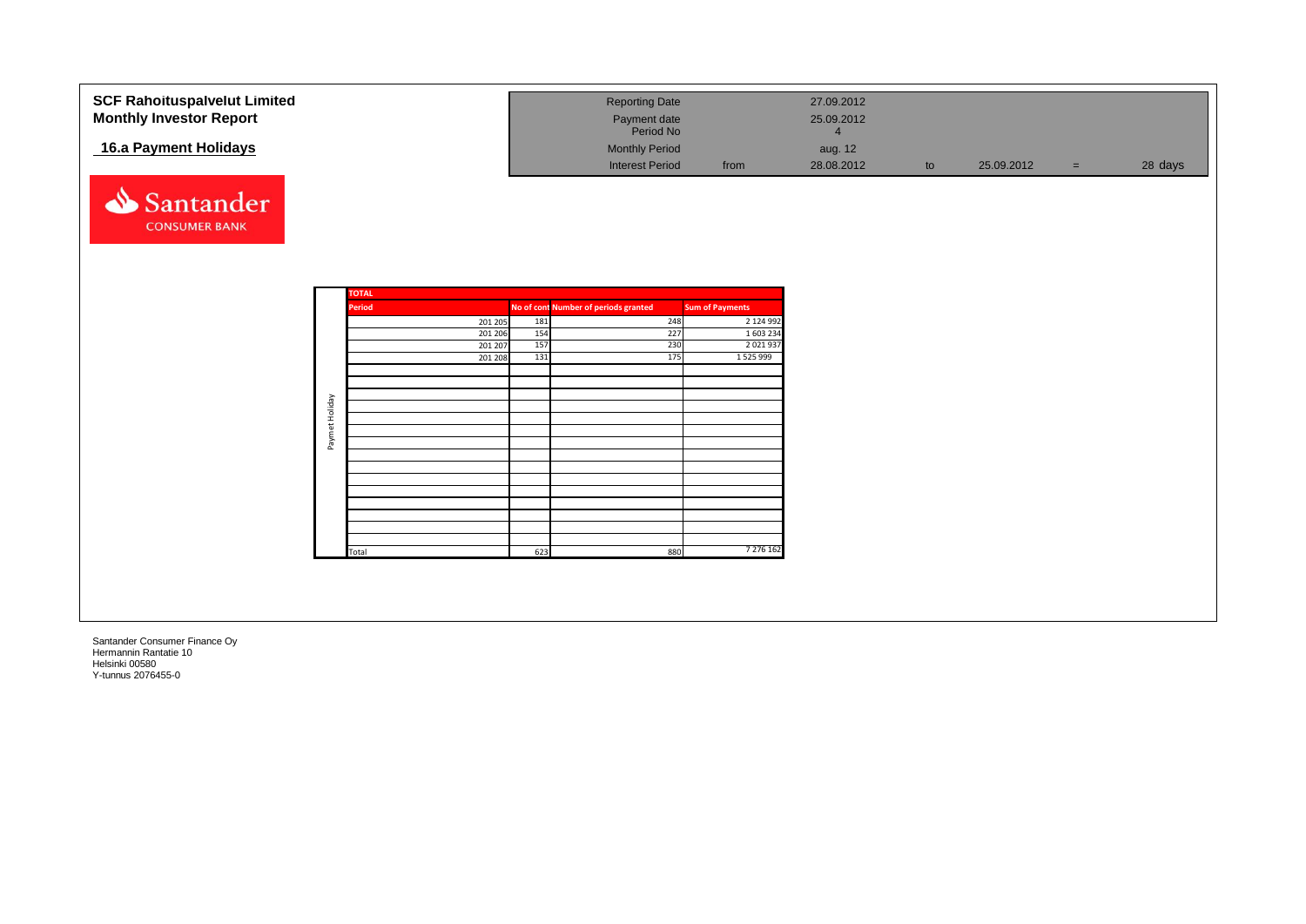**SCF Rahoituspalvelut Limited**
**Monthly Investor Report**

## 16.a Payment Holidays

| | | | | | | |
|---|---|---|---|---|---|---|
| Reporting Date | | 27.09.2012 | | | | |
| Payment date | | 25.09.2012 | | | | |
| Period No | | 4 | | | | |
| Monthly Period | | aug. 12 | | | | |
| Interest Period | from | 28.08.2012 | to | 25.09.2012 | = | 28 days |

Santander CONSUMER BANK

| | TOTAL | | | |
|---|---|---|---|---|
| | Period | No of cont | Number of periods granted | Sum of Payments |
| Paymet Holiday | 201 205 | 181 | 248 | 2 124 992 |
| | 201 206 | 154 | 227 | 1 603 234 |
| | 201 207 | 157 | 230 | 2 021 937 |
| | 201 208 | 131 | 175 | 1 525 999 |
| | Total | 623 | 880 | 7 276 162 |

Santander Consumer Finance Oy
Hermannin Rantatie 10
Helsinki 00580
Y-tunnus 2076455-0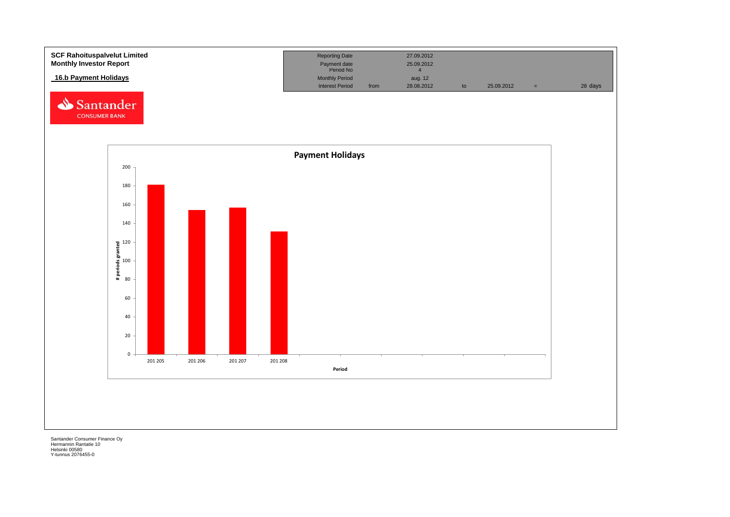**SCF Rahoituspalvelut Limited**
**Monthly Investor Report**

## 16.b Payment Holidays

| Reporting Date | | 27.09.2012 | | | | |
|---|---|---|---|---|---|---|
| Payment date | | 25.09.2012 | | | | |
| Period No | | 4 | | | | |
| Monthly Period | | aug. 12 | | | | |
| Interest Period | from | 28.08.2012 | to | 25.09.2012 | = | 28 days |

**Payment Holidays**

| Period | # periods granted |
|---|---|
| 201 205 | 181 |
| 201 206 | 154 |
| 201 207 | 157 |
| 201 208 | 131 |

Santander Consumer Finance Oy
Hermannin Rantatie 10
Helsinki 00580
Y-tunnus 2076455-0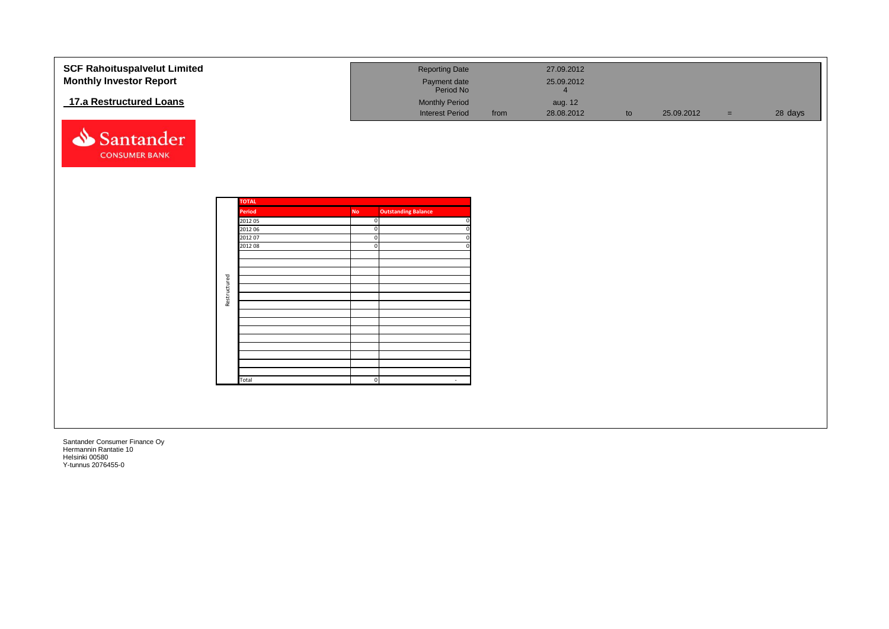# SCF Rahoituspalvelut Limited
## Monthly Investor Report

### 17.a Restructured Loans

| | | | | | | |
|---|---|---|---|---|---|---|
| Reporting Date | | 27.09.2012 | | | | |
| Payment date | | 25.09.2012 | | | | |
| Period No | | 4 | | | | |
| Monthly Period | | aug. 12 | | | | |
| Interest Period | from | 28.08.2012 | to | 25.09.2012 | = | 28 days |

**Restructured**

| TOTAL | | |
|---|---|---|
| **Period** | **No** | **Outstanding Balance** |
| 2012 05 | 0 | 0 |
| 2012 06 | 0 | 0 |
| 2012 07 | 0 | 0 |
| 2012 08 | 0 | 0 |
| Total | 0 | - |

Santander Consumer Finance Oy
Hermannin Rantatie 10
Helsinki 00580
Y-tunnus 2076455-0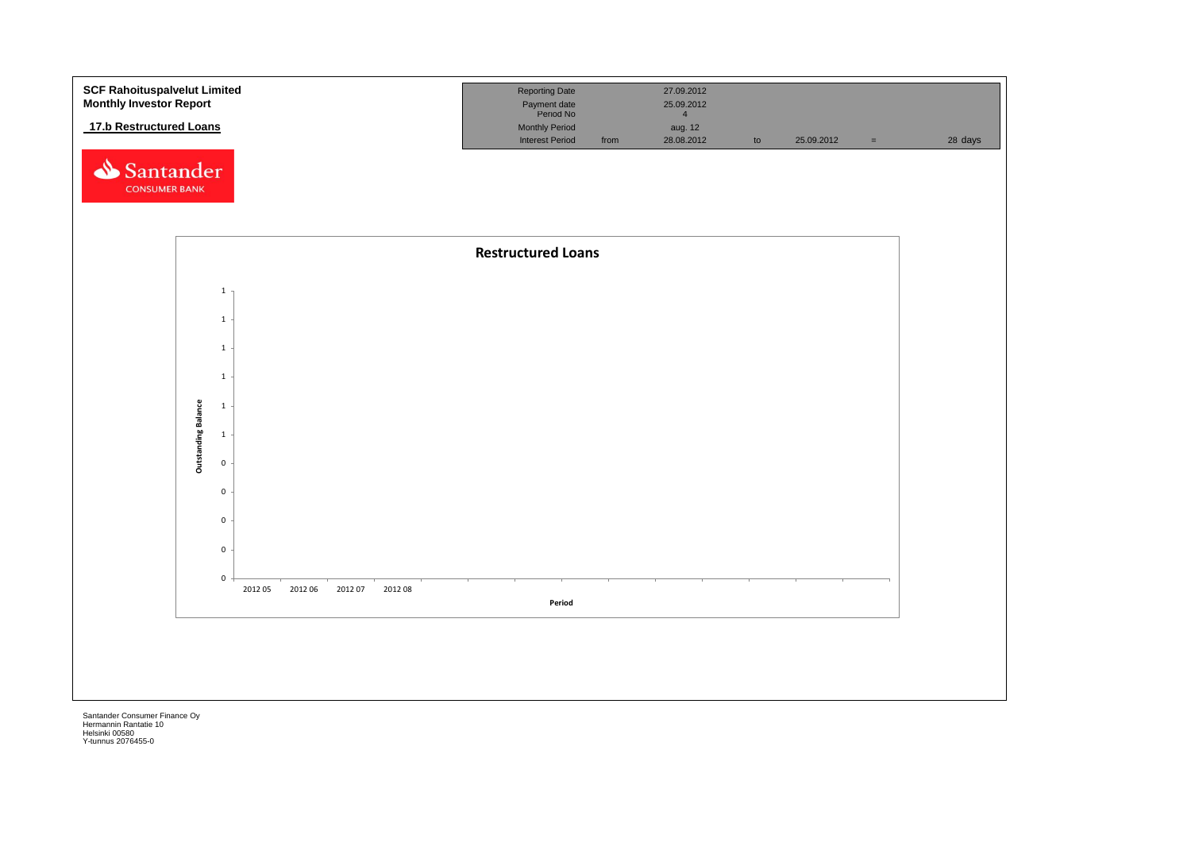**SCF Rahoituspalvelut Limited**
**Monthly Investor Report**

**17.b Restructured Loans**

| Reporting Date | | 27.09.2012 | | | | |
|---|---|---|---|---|---|---|
| Payment date | | 25.09.2012 | | | | |
| Period No | | 4 | | | | |
| Monthly Period | | aug. 12 | | | | |
| Interest Period | from | 28.08.2012 | to | 25.09.2012 | = | 28 days |

Santander CONSUMER BANK

**Restructured Loans**

Outstanding Balance

1
1
1
1
1
1
0
0
0
0
0

2012 05 | 2012 06 | 2012 07 | 2012 08

Period

Santander Consumer Finance Oy
Hermannin Rantatie 10
Helsinki 00580
Y-tunnus 2076455-0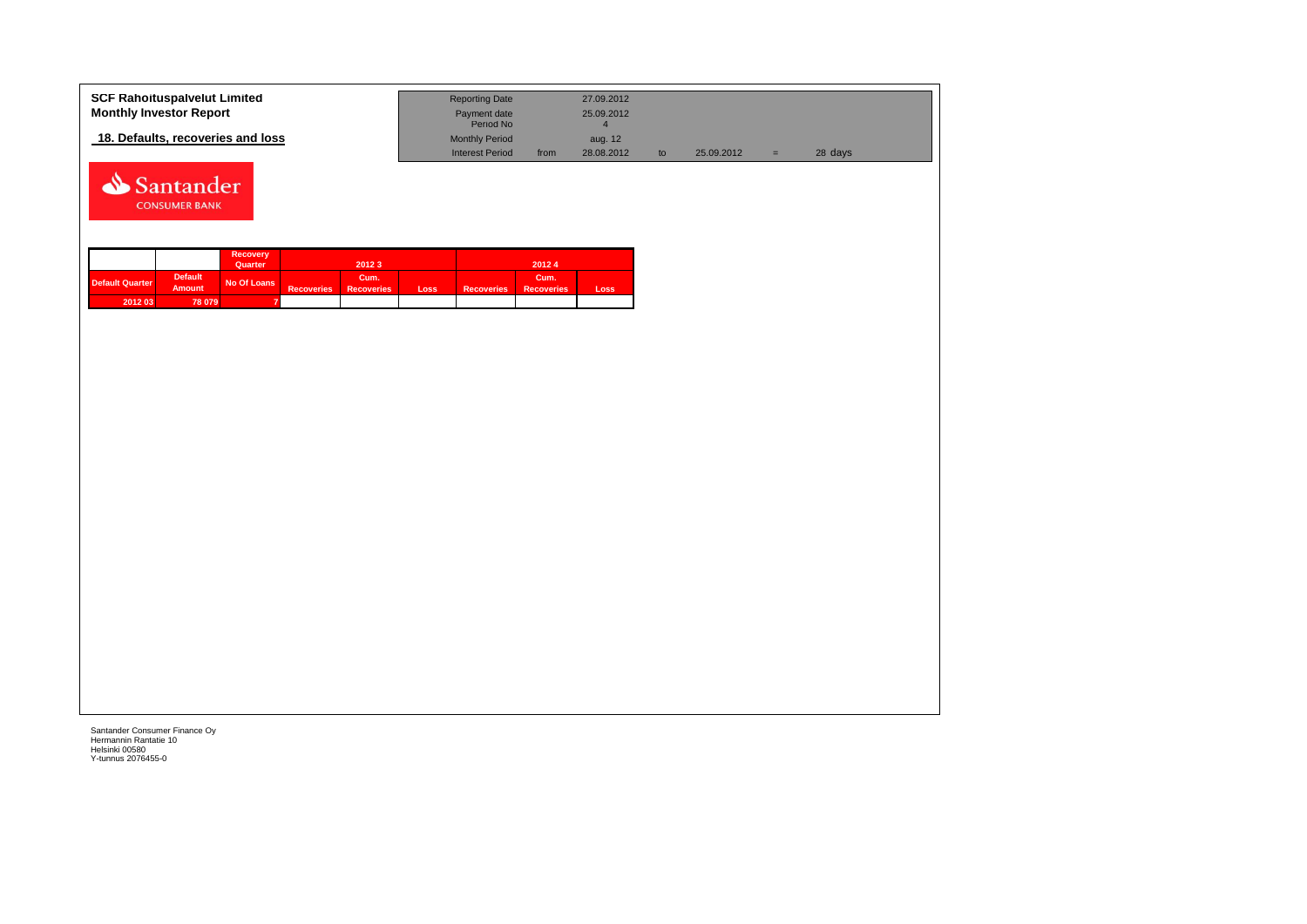**SCF Rahoituspalvelut Limited**
**Monthly Investor Report**

## 18. Defaults, recoveries and loss

| | | | | | | |
|---|---|---|---|---|---|---|
| Reporting Date | | 27.09.2012 | | | | |
| Payment date | | 25.09.2012 | | | | |
| Period No | | 4 | | | | |
| Monthly Period | | aug. 12 | | | | |
| Interest Period | from | 28.08.2012 | to | 25.09.2012 | = | 28 days |

Santander CONSUMER BANK

| | | Recovery Quarter | 2012 3 | | | 2012 4 | | |
|---|---|---|---|---|---|---|---|---|
| Default Quarter | Default Amount | No Of Loans | Recoveries | Cum. Recoveries | Loss | Recoveries | Cum. Recoveries | Loss |
| 2012 03 | 78 079 | 7 | | | | | | |

Santander Consumer Finance Oy
Hermannin Rantatie 10
Helsinki 00580
Y-tunnus 2076455-0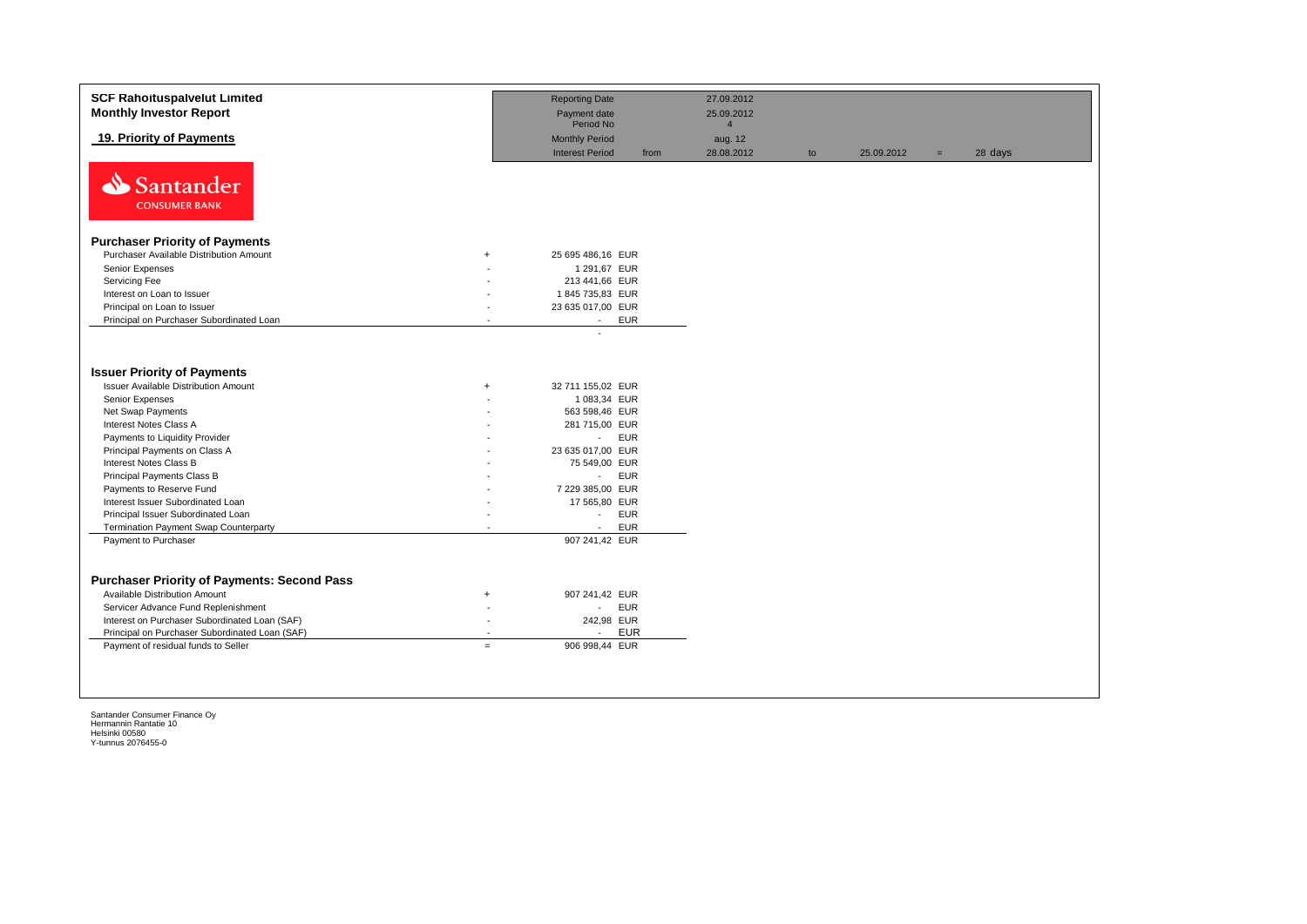**SCF Rahoituspalvelut Limited**
**Monthly Investor Report**

## 19. Priority of Payments

| | | | | | | | |
|---|---|---|---|---|---|---|---|
| Reporting Date | | 27.09.2012 | | | | | |
| Payment date | | 25.09.2012 | | | | | |
| Period No | | 4 | | | | | |
| Monthly Period | | aug. 12 | | | | | |
| Interest Period | from | 28.08.2012 | to | 25.09.2012 | = | 28 days | |

Santander CONSUMER BANK

### Purchaser Priority of Payments

| | | | |
|---|---|---|---|
| Purchaser Available Distribution Amount | + | 25 695 486,16 | EUR |
| Senior Expenses | - | 1 291,67 | EUR |
| Servicing Fee | - | 213 441,66 | EUR |
| Interest on Loan to Issuer | - | 1 845 735,83 | EUR |
| Principal on Loan to Issuer | - | 23 635 017,00 | EUR |
| Principal on Purchaser Subordinated Loan | - | - | EUR |
| | | - | |

### Issuer Priority of Payments

| | | | |
|---|---|---|---|
| Issuer Available Distribution Amount | + | 32 711 155,02 | EUR |
| Senior Expenses | - | 1 083,34 | EUR |
| Net Swap Payments | - | 563 598,46 | EUR |
| Interest Notes Class A | - | 281 715,00 | EUR |
| Payments to Liquidity Provider | - | - | EUR |
| Principal Payments on Class A | - | 23 635 017,00 | EUR |
| Interest Notes Class B | - | 75 549,00 | EUR |
| Principal Payments Class B | - | - | EUR |
| Payments to Reserve Fund | - | 7 229 385,00 | EUR |
| Interest Issuer Subordinated Loan | - | 17 565,80 | EUR |
| Principal Issuer Subordinated Loan | - | - | EUR |
| Termination Payment Swap Counterparty | - | - | EUR |
| Payment to Purchaser | | 907 241,42 | EUR |

### Purchaser Priority of Payments: Second Pass

| | | | |
|---|---|---|---|
| Available Distribution Amount | + | 907 241,42 | EUR |
| Servicer Advance Fund Replenishment | - | - | EUR |
| Interest on Purchaser Subordinated Loan (SAF) | - | 242,98 | EUR |
| Principal on Purchaser Subordinated Loan (SAF) | - | - | EUR |
| Payment of residual funds to Seller | = | 906 998,44 | EUR |

Santander Consumer Finance Oy
Hermannin Rantatie 10
Helsinki 00580
Y-tunnus 2076455-0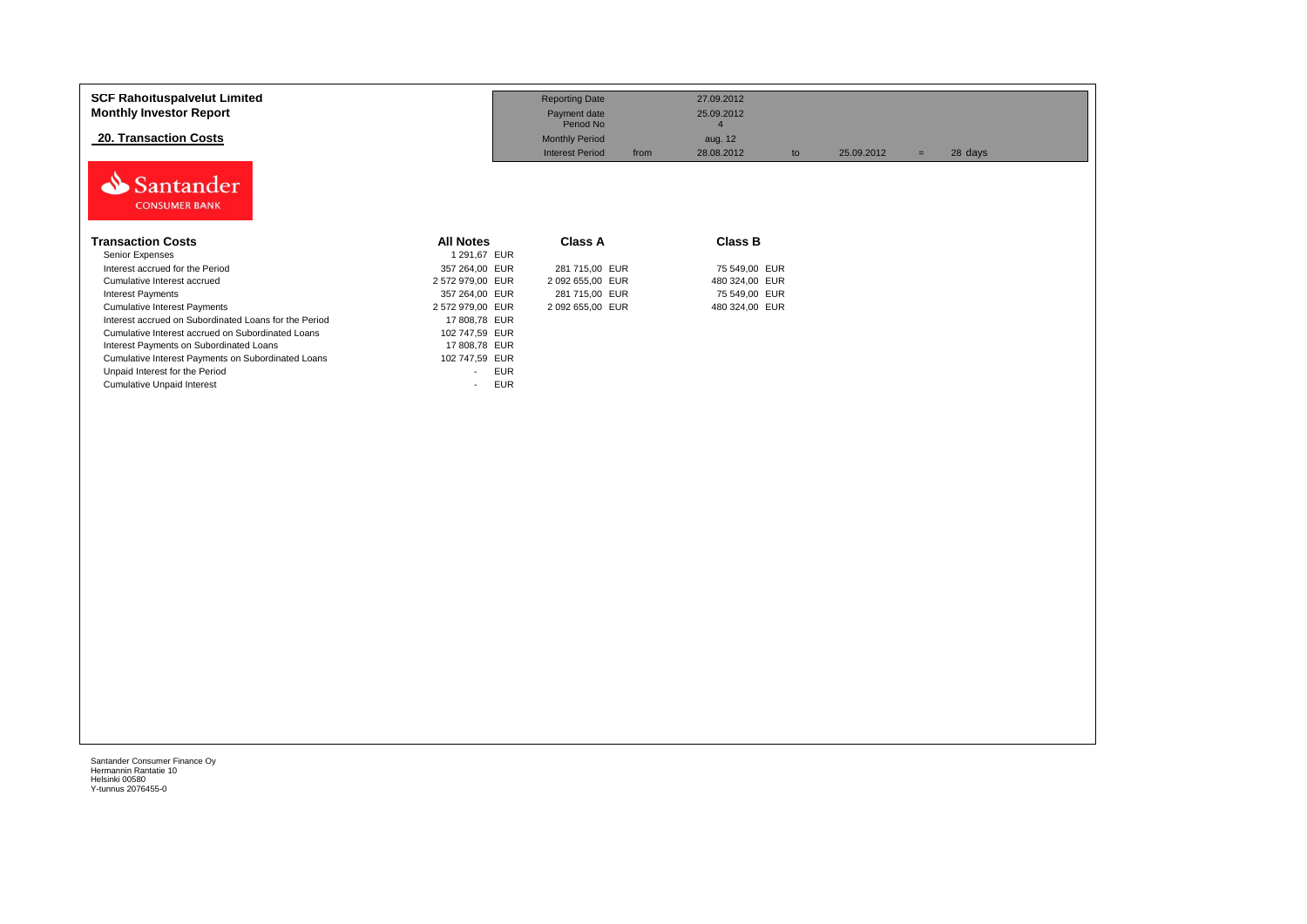**SCF Rahoituspalvelut Limited**
**Monthly Investor Report**

**20. Transaction Costs**

| | | | | | | | |
|---|---|---|---|---|---|---|---|
| Reporting Date | | 27.09.2012 | | | | | |
| Payment date | | 25.09.2012 | | | | | |
| Period No | | 4 | | | | | |
| Monthly Period | | aug. 12 | | | | | |
| Interest Period | from | 28.08.2012 | to | 25.09.2012 | = | 28 | days |

Santander CONSUMER BANK

| Transaction Costs | All Notes | | Class A | | Class B | |
|---|---|---|---|---|---|---|
| Senior Expenses | 1 291,67 | EUR | | | | |
| Interest accrued for the Period | 357 264,00 | EUR | 281 715,00 | EUR | 75 549,00 | EUR |
| Cumulative Interest accrued | 2 572 979,00 | EUR | 2 092 655,00 | EUR | 480 324,00 | EUR |
| Interest Payments | 357 264,00 | EUR | 281 715,00 | EUR | 75 549,00 | EUR |
| Cumulative Interest Payments | 2 572 979,00 | EUR | 2 092 655,00 | EUR | 480 324,00 | EUR |
| Interest accrued on Subordinated Loans for the Period | 17 808,78 | EUR | | | | |
| Cumulative Interest accrued on Subordinated Loans | 102 747,59 | EUR | | | | |
| Interest Payments on Subordinated Loans | 17 808,78 | EUR | | | | |
| Cumulative Interest Payments on Subordinated Loans | 102 747,59 | EUR | | | | |
| Unpaid Interest for the Period | - | EUR | | | | |
| Cumulative Unpaid Interest | - | EUR | | | | |

Santander Consumer Finance Oy
Hermannin Rantatie 10
Helsinki 00580
Y-tunnus 2076455-0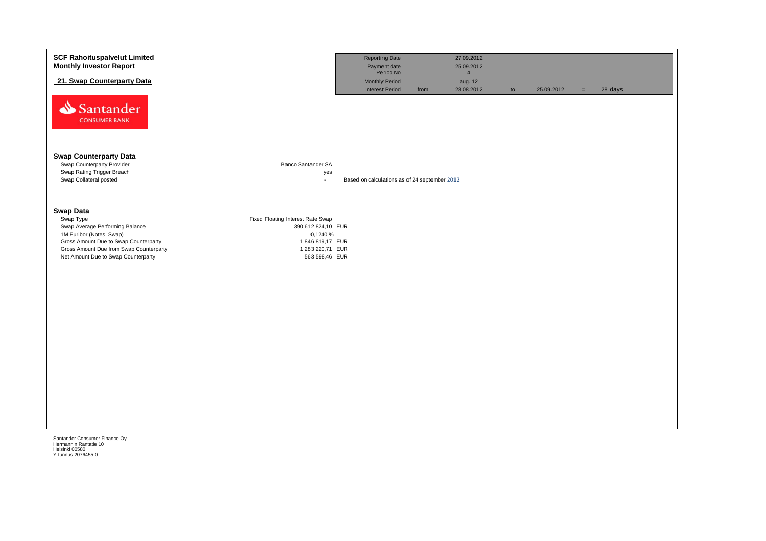**SCF Rahoituspalvelut Limited**
**Monthly Investor Report**

**21. Swap Counterparty Data**

| Reporting Date | | 27.09.2012 | | | | |
|---|---|---|---|---|---|---|
| Payment date | | 25.09.2012 | | | | |
| Period No | | 4 | | | | |
| Monthly Period | | aug. 12 | | | | |
| Interest Period | from | 28.08.2012 | to | 25.09.2012 | = | 28 days |

Santander CONSUMER BANK

## Swap Counterparty Data

| | | |
|---|---|---|
| Swap Counterparty Provider | Banco Santander SA | |
| Swap Rating Trigger Breach | yes | |
| Swap Collateral posted | - | Based on calculations as of 24 september 2012 |

## Swap Data

| | |
|---|---|
| Swap Type | Fixed Floating Interest Rate Swap |
| Swap Average Performing Balance | 390 612 824,10 EUR |
| 1M Euribor (Notes, Swap) | 0,1240 % |
| Gross Amount Due to Swap Counterparty | 1 846 819,17 EUR |
| Gross Amount Due from Swap Counterparty | 1 283 220,71 EUR |
| Net Amount Due to Swap Counterparty | 563 598,46 EUR |

Santander Consumer Finance Oy
Hermannin Rantatie 10
Helsinki 00580
Y-tunnus 2076455-0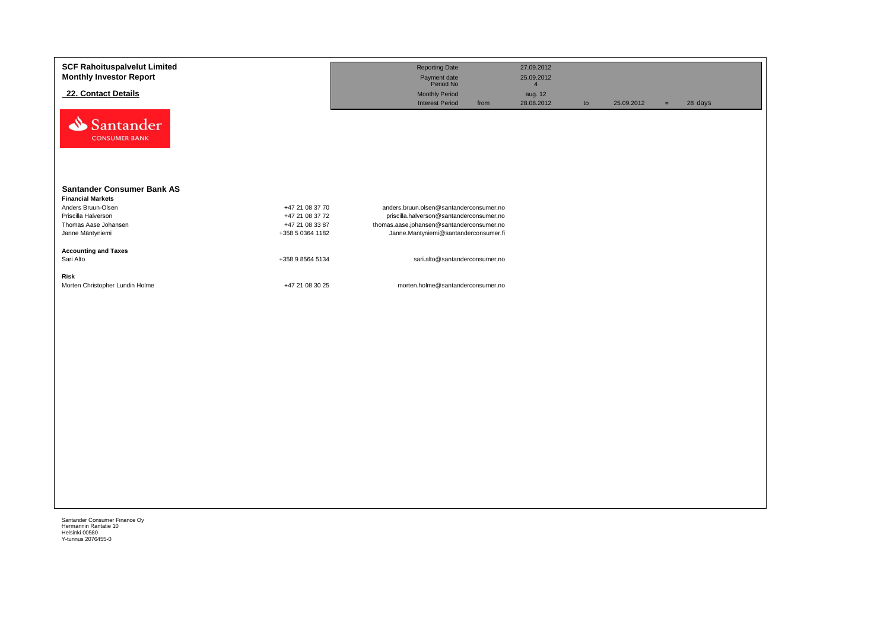**SCF Rahoituspalvelut Limited**
**Monthly Investor Report**

## 22. Contact Details

| | | | | | | |
|---|---|---|---|---|---|---|
| Reporting Date | | 27.09.2012 | | | | |
| Payment date | | 25.09.2012 | | | | |
| Period No | | 4 | | | | |
| Monthly Period | | aug. 12 | | | | |
| Interest Period | from | 28.08.2012 | to | 25.09.2012 | = | 28 days |

Santander CONSUMER BANK

### Santander Consumer Bank AS

**Financial Markets**

| | | |
|---|---|---|
| Anders Bruun-Olsen | +47 21 08 37 70 | anders.bruun.olsen@santanderconsumer.no |
| Priscilla Halverson | +47 21 08 37 72 | priscilla.halverson@santanderconsumer.no |
| Thomas Aase Johansen | +47 21 08 33 87 | thomas.aase.johansen@santanderconsumer.no |
| Janne Mäntyniemi | +358 5 0364 1182 | Janne.Mantyniemi@santanderconsumer.fi |

**Accounting and Taxes**

| | | |
|---|---|---|
| Sari Alto | +358 9 8564 5134 | sari.alto@santanderconsumer.no |

**Risk**

| | | |
|---|---|---|
| Morten Christopher Lundin Holme | +47 21 08 30 25 | morten.holme@santanderconsumer.no |

Santander Consumer Finance Oy
Hermannin Rantatie 10
Helsinki 00580
Y-tunnus 2076455-0